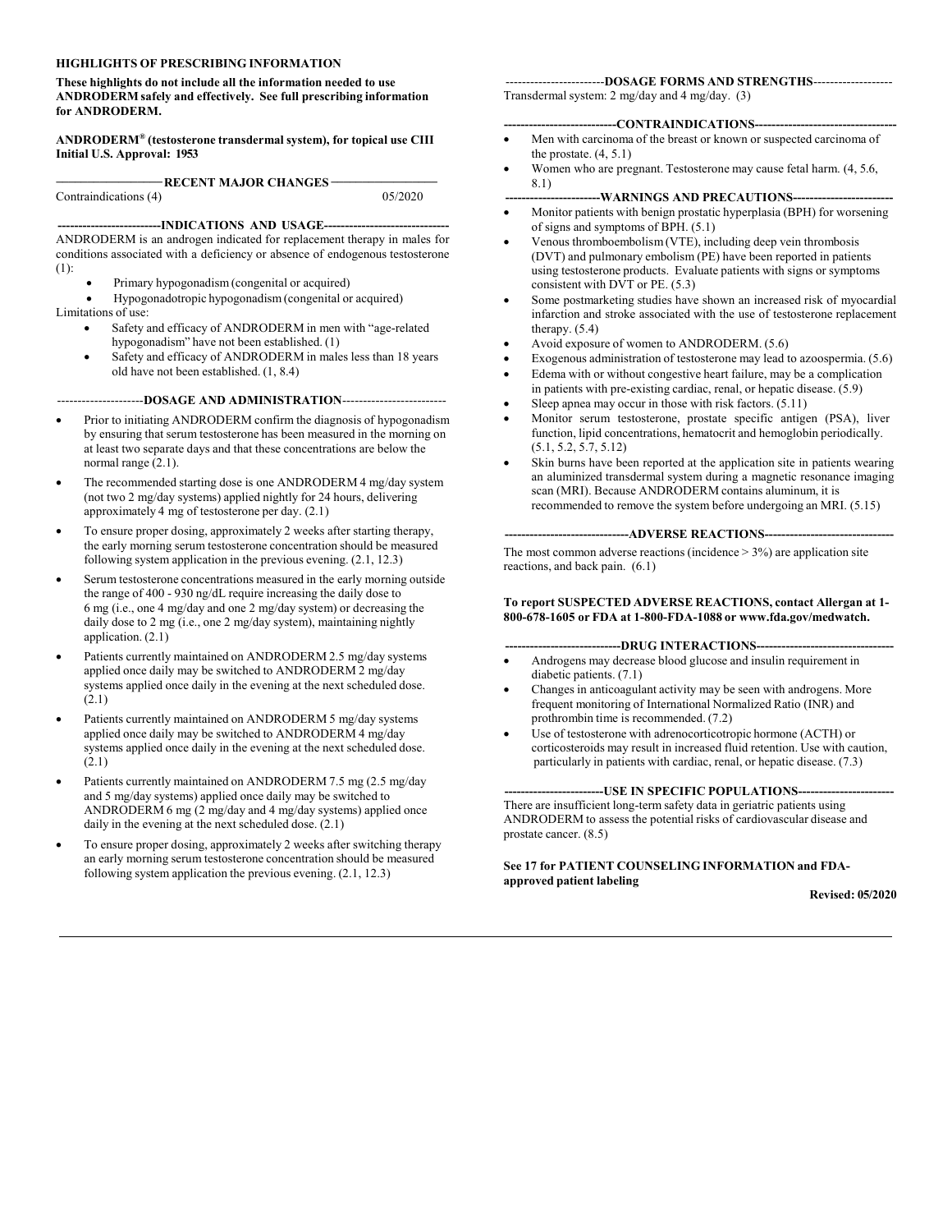# HIGHLIGHTS OF PRESCRIBING INFORMATION

**These highlights do not include all the information needed to use ANDRODERM safely and effectively. See full prescribing information for ANDRODERM.**

**ANDRODERM® (testosterone transdermal system), for topical use CIII**
**Initial U.S. Approval: 1953**

## RECENT MAJOR CHANGES

Contraindications (4) 05/2020

## INDICATIONS AND USAGE

ANDRODERM is an androgen indicated for replacement therapy in males for conditions associated with a deficiency or absence of endogenous testosterone (1):

- Primary hypogonadism (congenital or acquired)
- Hypogonadotropic hypogonadism (congenital or acquired)

Limitations of use:

- Safety and efficacy of ANDRODERM in men with "age-related hypogonadism" have not been established. (1)
- Safety and efficacy of ANDRODERM in males less than 18 years old have not been established. (1, 8.4)

## DOSAGE AND ADMINISTRATION

- Prior to initiating ANDRODERM confirm the diagnosis of hypogonadism by ensuring that serum testosterone has been measured in the morning on at least two separate days and that these concentrations are below the normal range (2.1).
- The recommended starting dose is one ANDRODERM 4 mg/day system (not two 2 mg/day systems) applied nightly for 24 hours, delivering approximately 4 mg of testosterone per day. (2.1)
- To ensure proper dosing, approximately 2 weeks after starting therapy, the early morning serum testosterone concentration should be measured following system application in the previous evening. (2.1, 12.3)
- Serum testosterone concentrations measured in the early morning outside the range of 400 - 930 ng/dL require increasing the daily dose to 6 mg (i.e., one 4 mg/day and one 2 mg/day system) or decreasing the daily dose to 2 mg (i.e., one 2 mg/day system), maintaining nightly application. (2.1)
- Patients currently maintained on ANDRODERM 2.5 mg/day systems applied once daily may be switched to ANDRODERM 2 mg/day systems applied once daily in the evening at the next scheduled dose. (2.1)
- Patients currently maintained on ANDRODERM 5 mg/day systems applied once daily may be switched to ANDRODERM 4 mg/day systems applied once daily in the evening at the next scheduled dose. (2.1)
- Patients currently maintained on ANDRODERM 7.5 mg (2.5 mg/day and 5 mg/day systems) applied once daily may be switched to ANDRODERM 6 mg (2 mg/day and 4 mg/day systems) applied once daily in the evening at the next scheduled dose. (2.1)
- To ensure proper dosing, approximately 2 weeks after switching therapy an early morning serum testosterone concentration should be measured following system application the previous evening. (2.1, 12.3)

## DOSAGE FORMS AND STRENGTHS

Transdermal system: 2 mg/day and 4 mg/day. (3)

## CONTRAINDICATIONS

- Men with carcinoma of the breast or known or suspected carcinoma of the prostate. (4, 5.1)
- Women who are pregnant. Testosterone may cause fetal harm. (4, 5.6, 8.1)

## WARNINGS AND PRECAUTIONS

- Monitor patients with benign prostatic hyperplasia (BPH) for worsening of signs and symptoms of BPH. (5.1)
- Venous thromboembolism (VTE), including deep vein thrombosis (DVT) and pulmonary embolism (PE) have been reported in patients using testosterone products. Evaluate patients with signs or symptoms consistent with DVT or PE. (5.3)
- Some postmarketing studies have shown an increased risk of myocardial infarction and stroke associated with the use of testosterone replacement therapy. (5.4)
- Avoid exposure of women to ANDRODERM. (5.6)
- Exogenous administration of testosterone may lead to azoospermia. (5.6)
- Edema with or without congestive heart failure, may be a complication in patients with pre-existing cardiac, renal, or hepatic disease. (5.9)
- Sleep apnea may occur in those with risk factors. (5.11)
- Monitor serum testosterone, prostate specific antigen (PSA), liver function, lipid concentrations, hematocrit and hemoglobin periodically. (5.1, 5.2, 5.7, 5.12)
- Skin burns have been reported at the application site in patients wearing an aluminized transdermal system during a magnetic resonance imaging scan (MRI). Because ANDRODERM contains aluminum, it is recommended to remove the system before undergoing an MRI. (5.15)

## ADVERSE REACTIONS

The most common adverse reactions (incidence > 3%) are application site reactions, and back pain. (6.1)

**To report SUSPECTED ADVERSE REACTIONS, contact Allergan at 1-800-678-1605 or FDA at 1-800-FDA-1088 or www.fda.gov/medwatch.**

## DRUG INTERACTIONS

- Androgens may decrease blood glucose and insulin requirement in diabetic patients. (7.1)
- Changes in anticoagulant activity may be seen with androgens. More frequent monitoring of International Normalized Ratio (INR) and prothrombin time is recommended. (7.2)
- Use of testosterone with adrenocorticotropic hormone (ACTH) or corticosteroids may result in increased fluid retention. Use with caution, particularly in patients with cardiac, renal, or hepatic disease. (7.3)

## USE IN SPECIFIC POPULATIONS

There are insufficient long-term safety data in geriatric patients using ANDRODERM to assess the potential risks of cardiovascular disease and prostate cancer. (8.5)

**See 17 for PATIENT COUNSELING INFORMATION and FDA-approved patient labeling**

**Revised: 05/2020**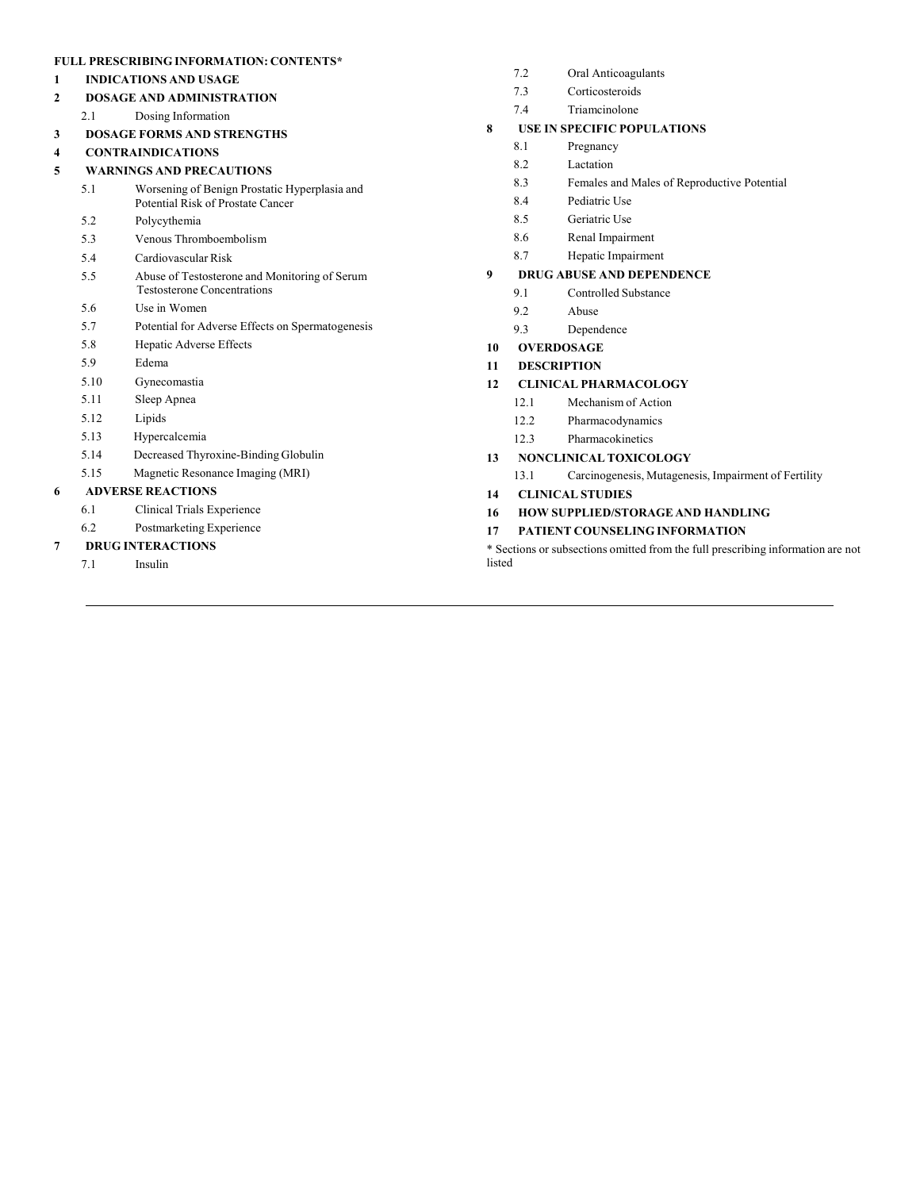**FULL PRESCRIBING INFORMATION: CONTENTS***

**1 INDICATIONS AND USAGE**

**2 DOSAGE AND ADMINISTRATION**
- 2.1 Dosing Information

**3 DOSAGE FORMS AND STRENGTHS**

**4 CONTRAINDICATIONS**

**5 WARNINGS AND PRECAUTIONS**
- 5.1 Worsening of Benign Prostatic Hyperplasia and Potential Risk of Prostate Cancer
- 5.2 Polycythemia
- 5.3 Venous Thromboembolism
- 5.4 Cardiovascular Risk
- 5.5 Abuse of Testosterone and Monitoring of Serum Testosterone Concentrations
- 5.6 Use in Women
- 5.7 Potential for Adverse Effects on Spermatogenesis
- 5.8 Hepatic Adverse Effects
- 5.9 Edema
- 5.10 Gynecomastia
- 5.11 Sleep Apnea
- 5.12 Lipids
- 5.13 Hypercalcemia
- 5.14 Decreased Thyroxine-Binding Globulin
- 5.15 Magnetic Resonance Imaging (MRI)

**6 ADVERSE REACTIONS**
- 6.1 Clinical Trials Experience
- 6.2 Postmarketing Experience

**7 DRUG INTERACTIONS**
- 7.1 Insulin
- 7.2 Oral Anticoagulants
- 7.3 Corticosteroids
- 7.4 Triamcinolone

**8 USE IN SPECIFIC POPULATIONS**
- 8.1 Pregnancy
- 8.2 Lactation
- 8.3 Females and Males of Reproductive Potential
- 8.4 Pediatric Use
- 8.5 Geriatric Use
- 8.6 Renal Impairment
- 8.7 Hepatic Impairment

**9 DRUG ABUSE AND DEPENDENCE**
- 9.1 Controlled Substance
- 9.2 Abuse
- 9.3 Dependence

**10 OVERDOSAGE**

**11 DESCRIPTION**

**12 CLINICAL PHARMACOLOGY**
- 12.1 Mechanism of Action
- 12.2 Pharmacodynamics
- 12.3 Pharmacokinetics

**13 NONCLINICAL TOXICOLOGY**
- 13.1 Carcinogenesis, Mutagenesis, Impairment of Fertility

**14 CLINICAL STUDIES**

**16 HOW SUPPLIED/STORAGE AND HANDLING**

**17 PATIENT COUNSELING INFORMATION**

* Sections or subsections omitted from the full prescribing information are not listed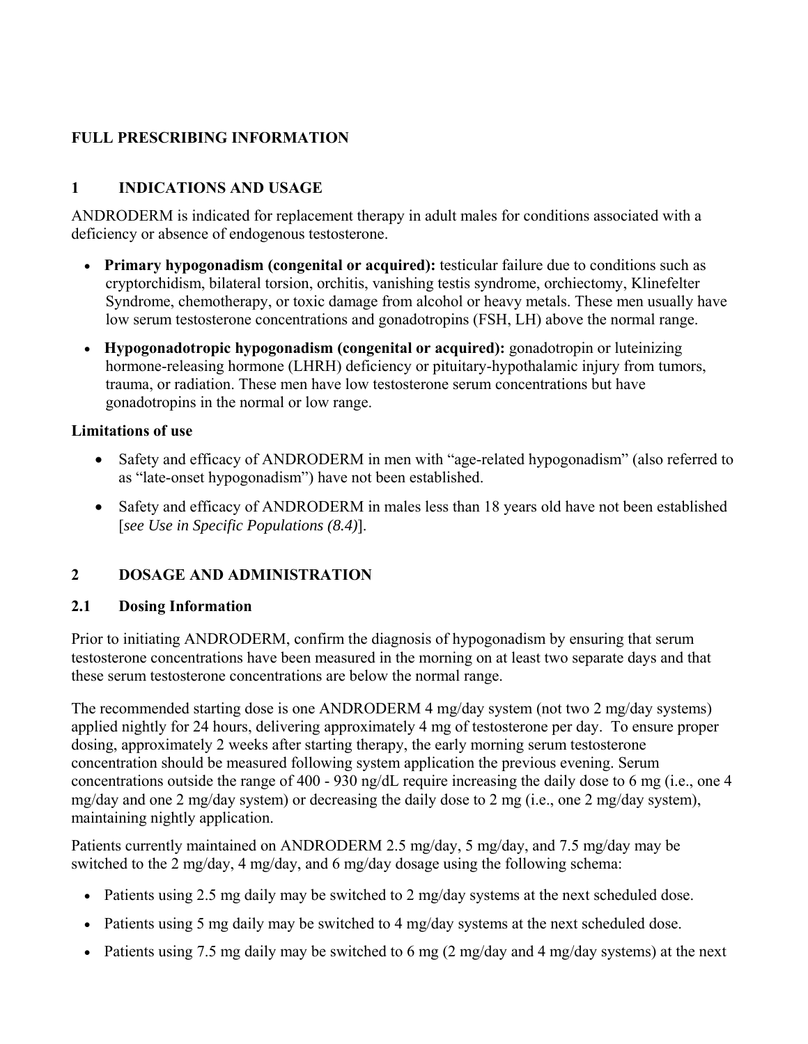# FULL PRESCRIBING INFORMATION

## 1 INDICATIONS AND USAGE

ANDRODERM is indicated for replacement therapy in adult males for conditions associated with a deficiency or absence of endogenous testosterone.

- **Primary hypogonadism (congenital or acquired):** testicular failure due to conditions such as cryptorchidism, bilateral torsion, orchitis, vanishing testis syndrome, orchiectomy, Klinefelter Syndrome, chemotherapy, or toxic damage from alcohol or heavy metals. These men usually have low serum testosterone concentrations and gonadotropins (FSH, LH) above the normal range.
- **Hypogonadotropic hypogonadism (congenital or acquired):** gonadotropin or luteinizing hormone-releasing hormone (LHRH) deficiency or pituitary-hypothalamic injury from tumors, trauma, or radiation. These men have low testosterone serum concentrations but have gonadotropins in the normal or low range.

**Limitations of use**

- Safety and efficacy of ANDRODERM in men with "age-related hypogonadism" (also referred to as "late-onset hypogonadism") have not been established.
- Safety and efficacy of ANDRODERM in males less than 18 years old have not been established [*see Use in Specific Populations (8.4)*].

## 2 DOSAGE AND ADMINISTRATION

### 2.1 Dosing Information

Prior to initiating ANDRODERM, confirm the diagnosis of hypogonadism by ensuring that serum testosterone concentrations have been measured in the morning on at least two separate days and that these serum testosterone concentrations are below the normal range.

The recommended starting dose is one ANDRODERM 4 mg/day system (not two 2 mg/day systems) applied nightly for 24 hours, delivering approximately 4 mg of testosterone per day. To ensure proper dosing, approximately 2 weeks after starting therapy, the early morning serum testosterone concentration should be measured following system application the previous evening. Serum concentrations outside the range of 400 - 930 ng/dL require increasing the daily dose to 6 mg (i.e., one 4 mg/day and one 2 mg/day system) or decreasing the daily dose to 2 mg (i.e., one 2 mg/day system), maintaining nightly application.

Patients currently maintained on ANDRODERM 2.5 mg/day, 5 mg/day, and 7.5 mg/day may be switched to the 2 mg/day, 4 mg/day, and 6 mg/day dosage using the following schema:

- Patients using 2.5 mg daily may be switched to 2 mg/day systems at the next scheduled dose.
- Patients using 5 mg daily may be switched to 4 mg/day systems at the next scheduled dose.
- Patients using 7.5 mg daily may be switched to 6 mg (2 mg/day and 4 mg/day systems) at the next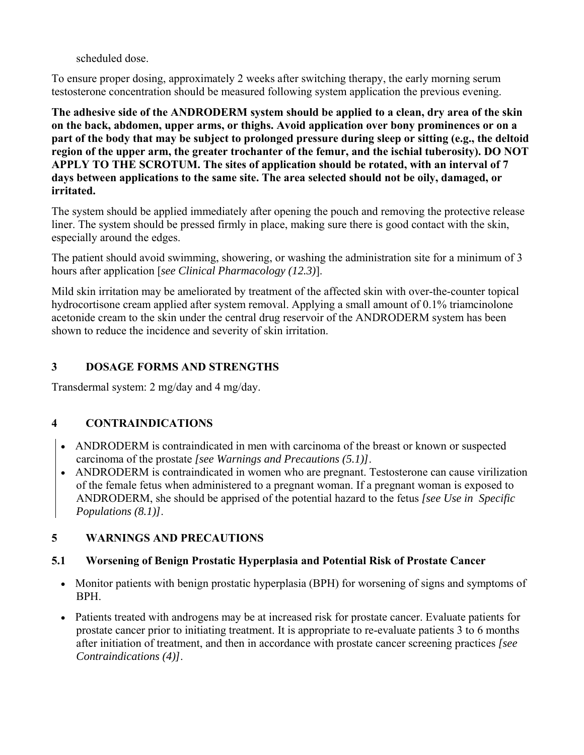scheduled dose.

To ensure proper dosing, approximately 2 weeks after switching therapy, the early morning serum testosterone concentration should be measured following system application the previous evening.

**The adhesive side of the ANDRODERM system should be applied to a clean, dry area of the skin on the back, abdomen, upper arms, or thighs. Avoid application over bony prominences or on a part of the body that may be subject to prolonged pressure during sleep or sitting (e.g., the deltoid region of the upper arm, the greater trochanter of the femur, and the ischial tuberosity). DO NOT APPLY TO THE SCROTUM. The sites of application should be rotated, with an interval of 7 days between applications to the same site. The area selected should not be oily, damaged, or irritated.**

The system should be applied immediately after opening the pouch and removing the protective release liner. The system should be pressed firmly in place, making sure there is good contact with the skin, especially around the edges.

The patient should avoid swimming, showering, or washing the administration site for a minimum of 3 hours after application [*see Clinical Pharmacology (12.3)*].

Mild skin irritation may be ameliorated by treatment of the affected skin with over-the-counter topical hydrocortisone cream applied after system removal. Applying a small amount of 0.1% triamcinolone acetonide cream to the skin under the central drug reservoir of the ANDRODERM system has been shown to reduce the incidence and severity of skin irritation.

## 3 DOSAGE FORMS AND STRENGTHS

Transdermal system: 2 mg/day and 4 mg/day.

## 4 CONTRAINDICATIONS

- ANDRODERM is contraindicated in men with carcinoma of the breast or known or suspected carcinoma of the prostate *[see Warnings and Precautions (5.1)]*.
- ANDRODERM is contraindicated in women who are pregnant. Testosterone can cause virilization of the female fetus when administered to a pregnant woman. If a pregnant woman is exposed to ANDRODERM, she should be apprised of the potential hazard to the fetus *[see Use in Specific Populations (8.1)]*.

## 5 WARNINGS AND PRECAUTIONS

### 5.1 Worsening of Benign Prostatic Hyperplasia and Potential Risk of Prostate Cancer

- Monitor patients with benign prostatic hyperplasia (BPH) for worsening of signs and symptoms of BPH.
- Patients treated with androgens may be at increased risk for prostate cancer. Evaluate patients for prostate cancer prior to initiating treatment. It is appropriate to re-evaluate patients 3 to 6 months after initiation of treatment, and then in accordance with prostate cancer screening practices *[see Contraindications (4)]*.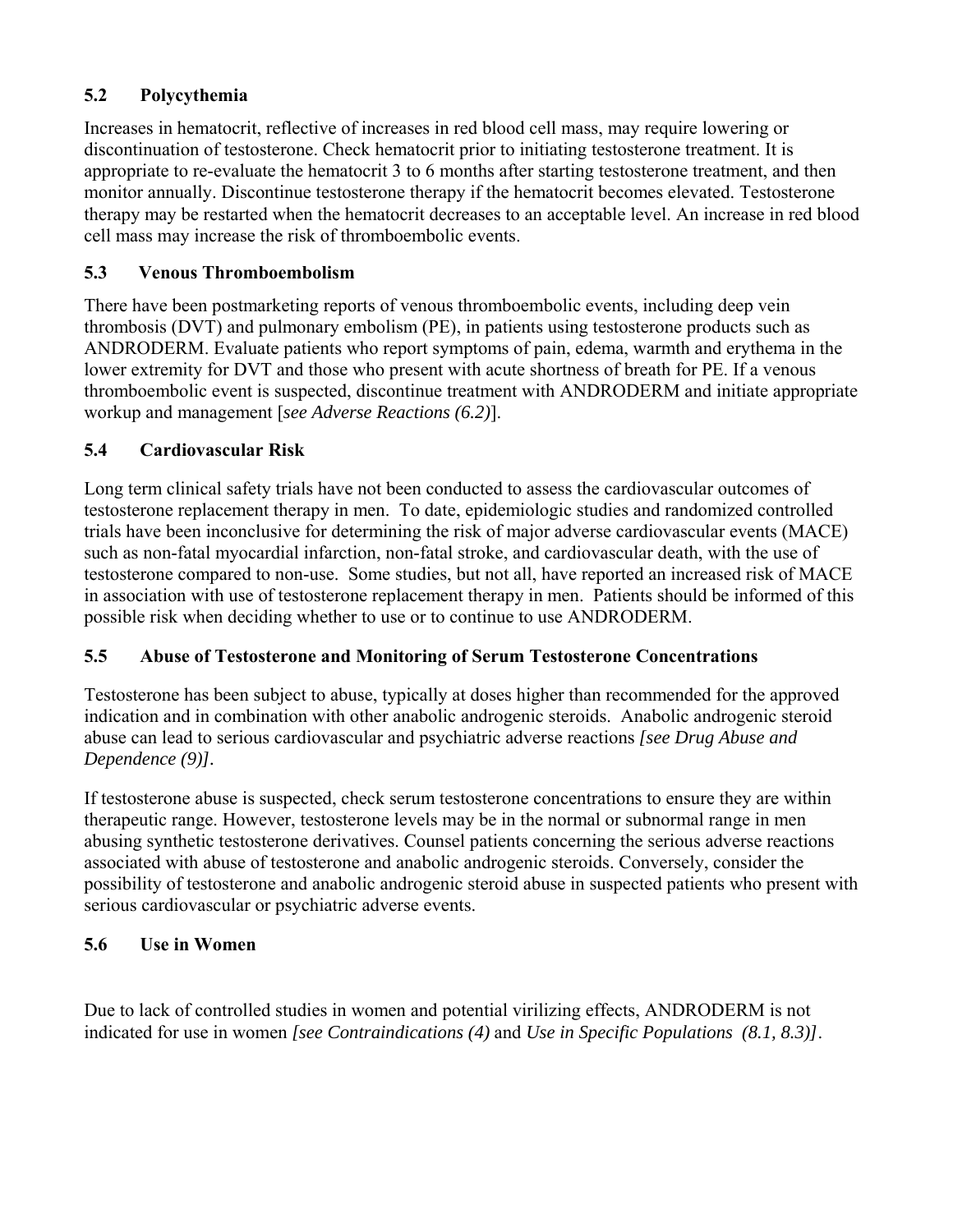### 5.2 Polycythemia

Increases in hematocrit, reflective of increases in red blood cell mass, may require lowering or discontinuation of testosterone. Check hematocrit prior to initiating testosterone treatment. It is appropriate to re-evaluate the hematocrit 3 to 6 months after starting testosterone treatment, and then monitor annually. Discontinue testosterone therapy if the hematocrit becomes elevated. Testosterone therapy may be restarted when the hematocrit decreases to an acceptable level. An increase in red blood cell mass may increase the risk of thromboembolic events.

### 5.3 Venous Thromboembolism

There have been postmarketing reports of venous thromboembolic events, including deep vein thrombosis (DVT) and pulmonary embolism (PE), in patients using testosterone products such as ANDRODERM. Evaluate patients who report symptoms of pain, edema, warmth and erythema in the lower extremity for DVT and those who present with acute shortness of breath for PE. If a venous thromboembolic event is suspected, discontinue treatment with ANDRODERM and initiate appropriate workup and management [*see Adverse Reactions (6.2)*].

### 5.4 Cardiovascular Risk

Long term clinical safety trials have not been conducted to assess the cardiovascular outcomes of testosterone replacement therapy in men. To date, epidemiologic studies and randomized controlled trials have been inconclusive for determining the risk of major adverse cardiovascular events (MACE) such as non-fatal myocardial infarction, non-fatal stroke, and cardiovascular death, with the use of testosterone compared to non-use. Some studies, but not all, have reported an increased risk of MACE in association with use of testosterone replacement therapy in men. Patients should be informed of this possible risk when deciding whether to use or to continue to use ANDRODERM.

### 5.5 Abuse of Testosterone and Monitoring of Serum Testosterone Concentrations

Testosterone has been subject to abuse, typically at doses higher than recommended for the approved indication and in combination with other anabolic androgenic steroids. Anabolic androgenic steroid abuse can lead to serious cardiovascular and psychiatric adverse reactions *[see Drug Abuse and Dependence (9)]*.

If testosterone abuse is suspected, check serum testosterone concentrations to ensure they are within therapeutic range. However, testosterone levels may be in the normal or subnormal range in men abusing synthetic testosterone derivatives. Counsel patients concerning the serious adverse reactions associated with abuse of testosterone and anabolic androgenic steroids. Conversely, consider the possibility of testosterone and anabolic androgenic steroid abuse in suspected patients who present with serious cardiovascular or psychiatric adverse events.

### 5.6 Use in Women

Due to lack of controlled studies in women and potential virilizing effects, ANDRODERM is not indicated for use in women *[see Contraindications (4)* and *Use in Specific Populations (8.1, 8.3)]*.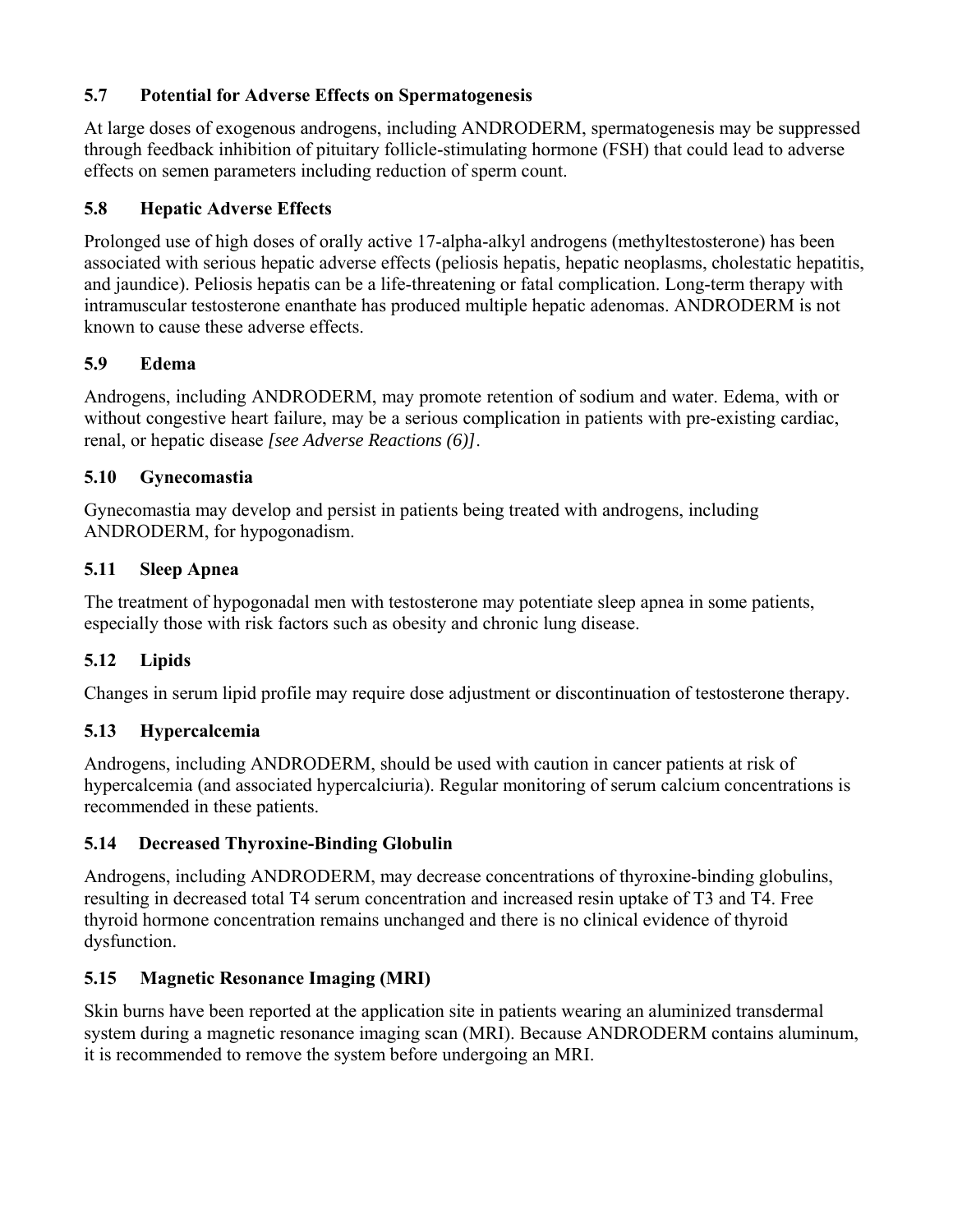### 5.7 Potential for Adverse Effects on Spermatogenesis

At large doses of exogenous androgens, including ANDRODERM, spermatogenesis may be suppressed through feedback inhibition of pituitary follicle-stimulating hormone (FSH) that could lead to adverse effects on semen parameters including reduction of sperm count.

### 5.8 Hepatic Adverse Effects

Prolonged use of high doses of orally active 17-alpha-alkyl androgens (methyltestosterone) has been associated with serious hepatic adverse effects (peliosis hepatis, hepatic neoplasms, cholestatic hepatitis, and jaundice). Peliosis hepatis can be a life-threatening or fatal complication. Long-term therapy with intramuscular testosterone enanthate has produced multiple hepatic adenomas. ANDRODERM is not known to cause these adverse effects.

### 5.9 Edema

Androgens, including ANDRODERM, may promote retention of sodium and water. Edema, with or without congestive heart failure, may be a serious complication in patients with pre-existing cardiac, renal, or hepatic disease *[see Adverse Reactions (6)]*.

### 5.10 Gynecomastia

Gynecomastia may develop and persist in patients being treated with androgens, including ANDRODERM, for hypogonadism.

### 5.11 Sleep Apnea

The treatment of hypogonadal men with testosterone may potentiate sleep apnea in some patients, especially those with risk factors such as obesity and chronic lung disease.

### 5.12 Lipids

Changes in serum lipid profile may require dose adjustment or discontinuation of testosterone therapy.

### 5.13 Hypercalcemia

Androgens, including ANDRODERM, should be used with caution in cancer patients at risk of hypercalcemia (and associated hypercalciuria). Regular monitoring of serum calcium concentrations is recommended in these patients.

### 5.14 Decreased Thyroxine-Binding Globulin

Androgens, including ANDRODERM, may decrease concentrations of thyroxine-binding globulins, resulting in decreased total T4 serum concentration and increased resin uptake of T3 and T4. Free thyroid hormone concentration remains unchanged and there is no clinical evidence of thyroid dysfunction.

### 5.15 Magnetic Resonance Imaging (MRI)

Skin burns have been reported at the application site in patients wearing an aluminized transdermal system during a magnetic resonance imaging scan (MRI). Because ANDRODERM contains aluminum, it is recommended to remove the system before undergoing an MRI.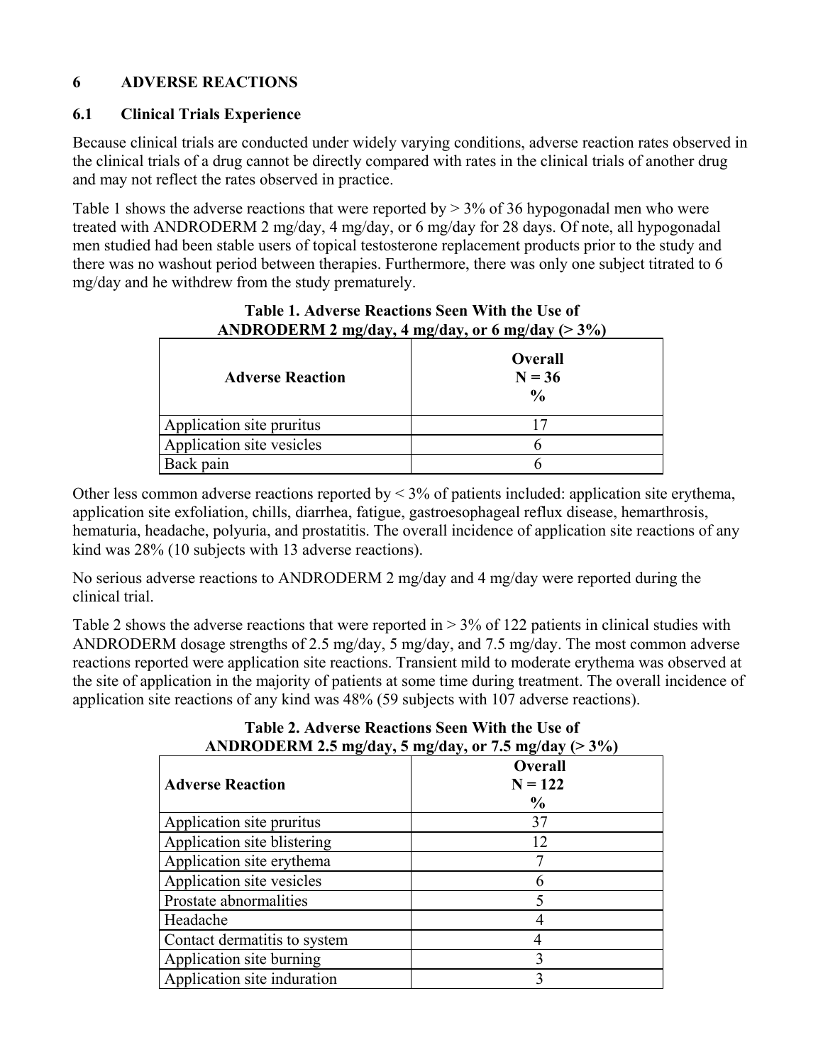# 6 ADVERSE REACTIONS

## 6.1 Clinical Trials Experience

Because clinical trials are conducted under widely varying conditions, adverse reaction rates observed in the clinical trials of a drug cannot be directly compared with rates in the clinical trials of another drug and may not reflect the rates observed in practice.

Table 1 shows the adverse reactions that were reported by > 3% of 36 hypogonadal men who were treated with ANDRODERM 2 mg/day, 4 mg/day, or 6 mg/day for 28 days. Of note, all hypogonadal men studied had been stable users of topical testosterone replacement products prior to the study and there was no washout period between therapies. Furthermore, there was only one subject titrated to 6 mg/day and he withdrew from the study prematurely.

**Table 1. Adverse Reactions Seen With the Use of ANDRODERM 2 mg/day, 4 mg/day, or 6 mg/day (> 3%)**

| Adverse Reaction | Overall<br>N = 36<br>% |
|---|---|
| Application site pruritus | 17 |
| Application site vesicles | 6 |
| Back pain | 6 |

Other less common adverse reactions reported by < 3% of patients included: application site erythema, application site exfoliation, chills, diarrhea, fatigue, gastroesophageal reflux disease, hemarthrosis, hematuria, headache, polyuria, and prostatitis. The overall incidence of application site reactions of any kind was 28% (10 subjects with 13 adverse reactions).

No serious adverse reactions to ANDRODERM 2 mg/day and 4 mg/day were reported during the clinical trial.

Table 2 shows the adverse reactions that were reported in > 3% of 122 patients in clinical studies with ANDRODERM dosage strengths of 2.5 mg/day, 5 mg/day, and 7.5 mg/day. The most common adverse reactions reported were application site reactions. Transient mild to moderate erythema was observed at the site of application in the majority of patients at some time during treatment. The overall incidence of application site reactions of any kind was 48% (59 subjects with 107 adverse reactions).

**Table 2. Adverse Reactions Seen With the Use of ANDRODERM 2.5 mg/day, 5 mg/day, or 7.5 mg/day (> 3%)**

| Adverse Reaction | Overall<br>N = 122<br>% |
|---|---|
| Application site pruritus | 37 |
| Application site blistering | 12 |
| Application site erythema | 7 |
| Application site vesicles | 6 |
| Prostate abnormalities | 5 |
| Headache | 4 |
| Contact dermatitis to system | 4 |
| Application site burning | 3 |
| Application site induration | 3 |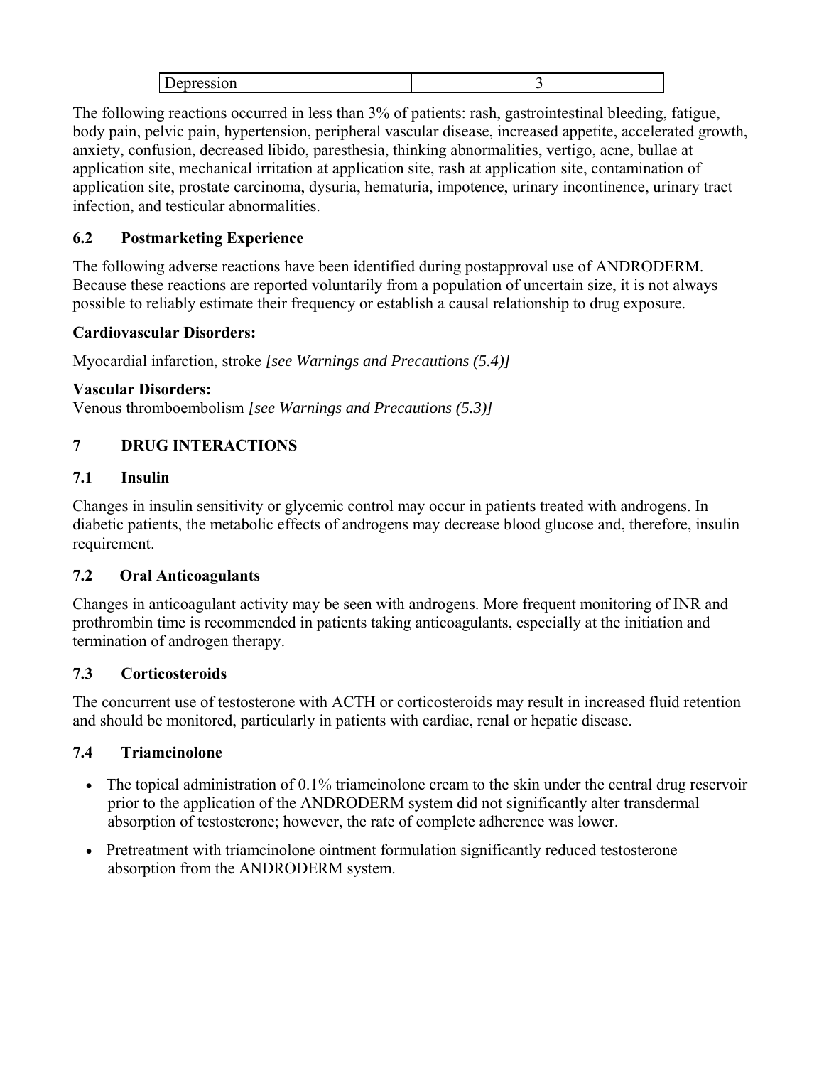| Depression | 3 |
|---|---|

The following reactions occurred in less than 3% of patients: rash, gastrointestinal bleeding, fatigue, body pain, pelvic pain, hypertension, peripheral vascular disease, increased appetite, accelerated growth, anxiety, confusion, decreased libido, paresthesia, thinking abnormalities, vertigo, acne, bullae at application site, mechanical irritation at application site, rash at application site, contamination of application site, prostate carcinoma, dysuria, hematuria, impotence, urinary incontinence, urinary tract infection, and testicular abnormalities.

### 6.2 Postmarketing Experience

The following adverse reactions have been identified during postapproval use of ANDRODERM. Because these reactions are reported voluntarily from a population of uncertain size, it is not always possible to reliably estimate their frequency or establish a causal relationship to drug exposure.

**Cardiovascular Disorders:**

Myocardial infarction, stroke *[see Warnings and Precautions (5.4)]*

**Vascular Disorders:**

Venous thromboembolism *[see Warnings and Precautions (5.3)]*

## 7 DRUG INTERACTIONS

### 7.1 Insulin

Changes in insulin sensitivity or glycemic control may occur in patients treated with androgens. In diabetic patients, the metabolic effects of androgens may decrease blood glucose and, therefore, insulin requirement.

### 7.2 Oral Anticoagulants

Changes in anticoagulant activity may be seen with androgens. More frequent monitoring of INR and prothrombin time is recommended in patients taking anticoagulants, especially at the initiation and termination of androgen therapy.

### 7.3 Corticosteroids

The concurrent use of testosterone with ACTH or corticosteroids may result in increased fluid retention and should be monitored, particularly in patients with cardiac, renal or hepatic disease.

### 7.4 Triamcinolone

- The topical administration of 0.1% triamcinolone cream to the skin under the central drug reservoir prior to the application of the ANDRODERM system did not significantly alter transdermal absorption of testosterone; however, the rate of complete adherence was lower.
- Pretreatment with triamcinolone ointment formulation significantly reduced testosterone absorption from the ANDRODERM system.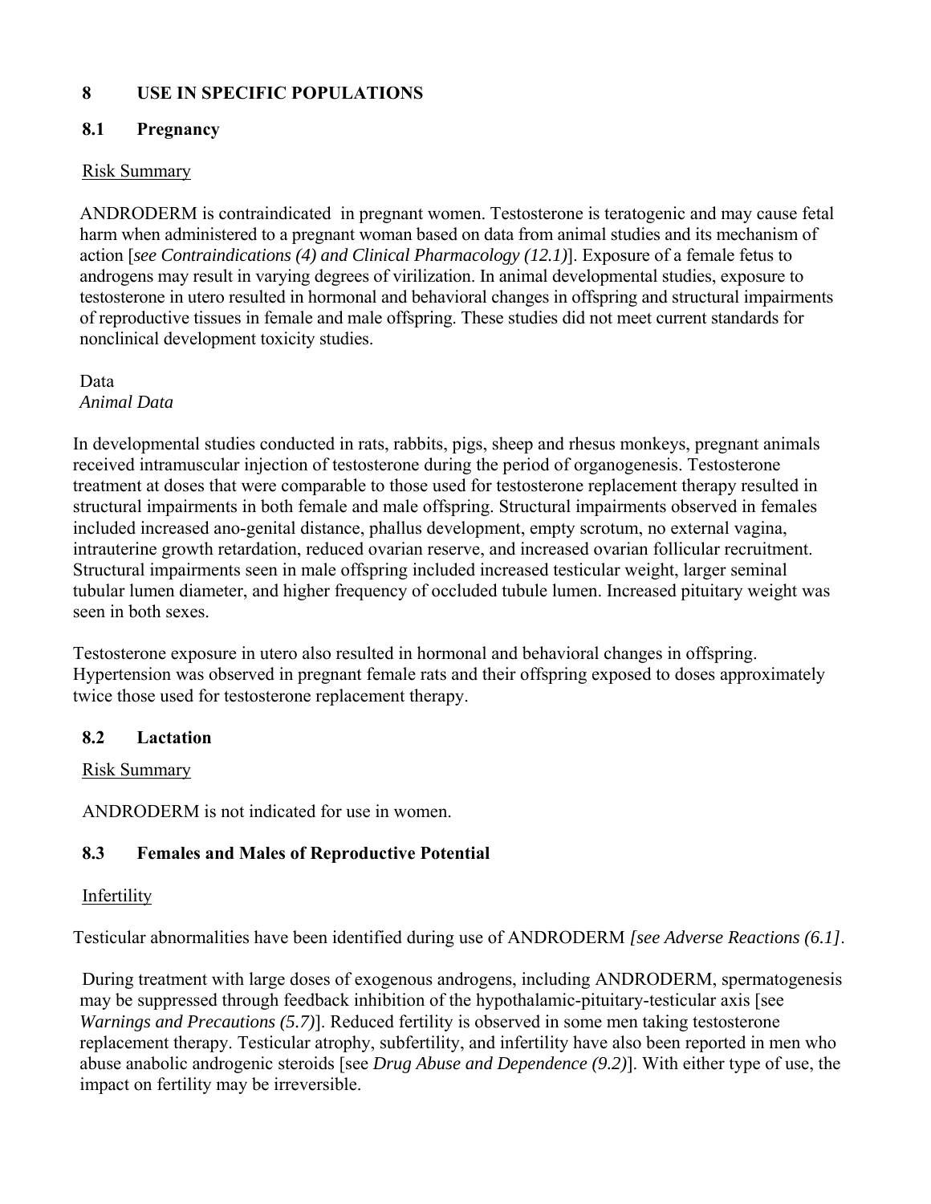# 8 USE IN SPECIFIC POPULATIONS

## 8.1 Pregnancy

Risk Summary

ANDRODERM is contraindicated in pregnant women. Testosterone is teratogenic and may cause fetal harm when administered to a pregnant woman based on data from animal studies and its mechanism of action [*see Contraindications (4) and Clinical Pharmacology (12.1)*]. Exposure of a female fetus to androgens may result in varying degrees of virilization. In animal developmental studies, exposure to testosterone in utero resulted in hormonal and behavioral changes in offspring and structural impairments of reproductive tissues in female and male offspring. These studies did not meet current standards for nonclinical development toxicity studies.

Data

*Animal Data*

In developmental studies conducted in rats, rabbits, pigs, sheep and rhesus monkeys, pregnant animals received intramuscular injection of testosterone during the period of organogenesis. Testosterone treatment at doses that were comparable to those used for testosterone replacement therapy resulted in structural impairments in both female and male offspring. Structural impairments observed in females included increased ano-genital distance, phallus development, empty scrotum, no external vagina, intrauterine growth retardation, reduced ovarian reserve, and increased ovarian follicular recruitment. Structural impairments seen in male offspring included increased testicular weight, larger seminal tubular lumen diameter, and higher frequency of occluded tubule lumen. Increased pituitary weight was seen in both sexes.

Testosterone exposure in utero also resulted in hormonal and behavioral changes in offspring. Hypertension was observed in pregnant female rats and their offspring exposed to doses approximately twice those used for testosterone replacement therapy.

## 8.2 Lactation

Risk Summary

ANDRODERM is not indicated for use in women.

## 8.3 Females and Males of Reproductive Potential

Infertility

Testicular abnormalities have been identified during use of ANDRODERM *[see Adverse Reactions (6.1]*.

During treatment with large doses of exogenous androgens, including ANDRODERM, spermatogenesis may be suppressed through feedback inhibition of the hypothalamic-pituitary-testicular axis [see *Warnings and Precautions (5.7)*]. Reduced fertility is observed in some men taking testosterone replacement therapy. Testicular atrophy, subfertility, and infertility have also been reported in men who abuse anabolic androgenic steroids [see *Drug Abuse and Dependence (9.2)*]. With either type of use, the impact on fertility may be irreversible.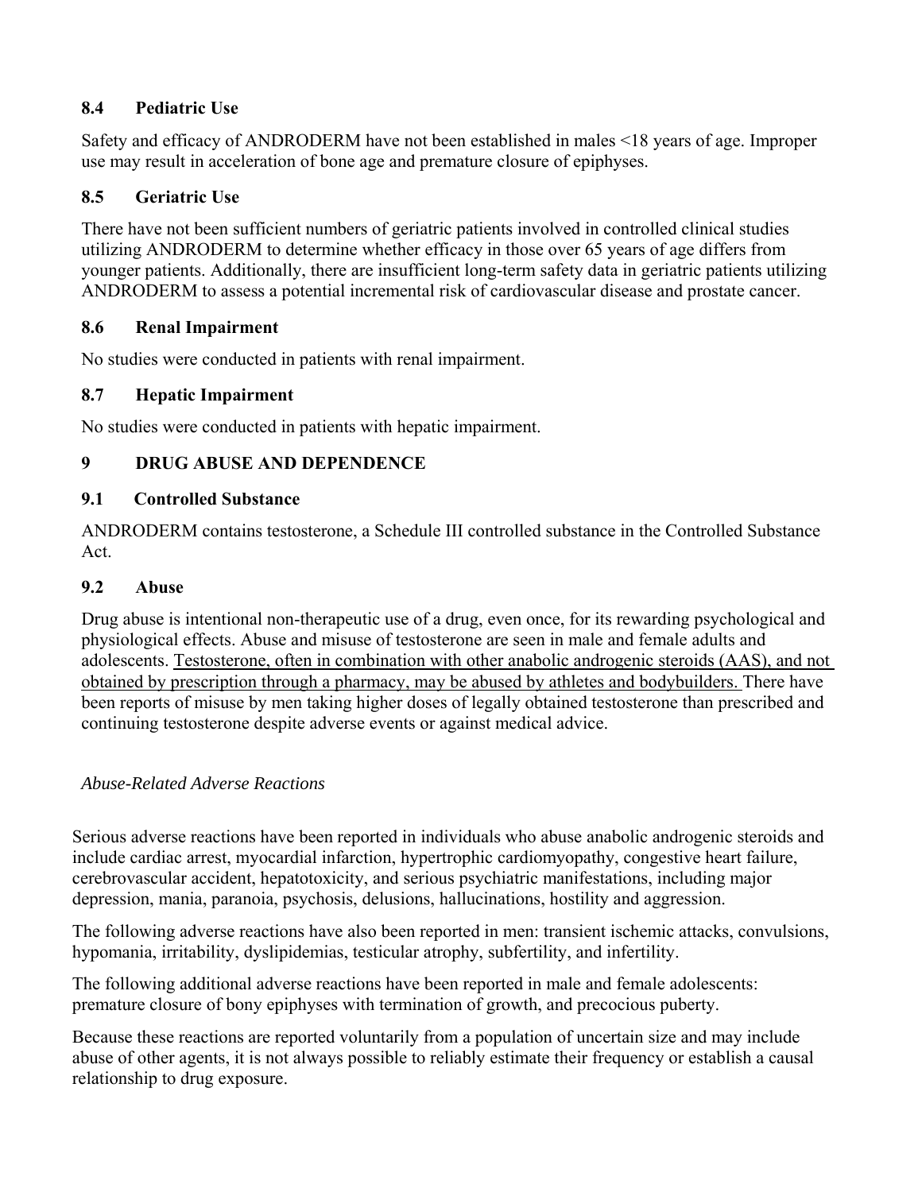### 8.4 Pediatric Use

Safety and efficacy of ANDRODERM have not been established in males <18 years of age. Improper use may result in acceleration of bone age and premature closure of epiphyses.

### 8.5 Geriatric Use

There have not been sufficient numbers of geriatric patients involved in controlled clinical studies utilizing ANDRODERM to determine whether efficacy in those over 65 years of age differs from younger patients. Additionally, there are insufficient long-term safety data in geriatric patients utilizing ANDRODERM to assess a potential incremental risk of cardiovascular disease and prostate cancer.

### 8.6 Renal Impairment

No studies were conducted in patients with renal impairment.

### 8.7 Hepatic Impairment

No studies were conducted in patients with hepatic impairment.

## 9 DRUG ABUSE AND DEPENDENCE

### 9.1 Controlled Substance

ANDRODERM contains testosterone, a Schedule III controlled substance in the Controlled Substance Act.

### 9.2 Abuse

Drug abuse is intentional non-therapeutic use of a drug, even once, for its rewarding psychological and physiological effects. Abuse and misuse of testosterone are seen in male and female adults and adolescents. <u>Testosterone, often in combination with other anabolic androgenic steroids (AAS), and not obtained by prescription through a pharmacy, may be abused by athletes and bodybuilders.</u> There have been reports of misuse by men taking higher doses of legally obtained testosterone than prescribed and continuing testosterone despite adverse events or against medical advice.

*Abuse-Related Adverse Reactions*

Serious adverse reactions have been reported in individuals who abuse anabolic androgenic steroids and include cardiac arrest, myocardial infarction, hypertrophic cardiomyopathy, congestive heart failure, cerebrovascular accident, hepatotoxicity, and serious psychiatric manifestations, including major depression, mania, paranoia, psychosis, delusions, hallucinations, hostility and aggression.

The following adverse reactions have also been reported in men: transient ischemic attacks, convulsions, hypomania, irritability, dyslipidemias, testicular atrophy, subfertility, and infertility.

The following additional adverse reactions have been reported in male and female adolescents: premature closure of bony epiphyses with termination of growth, and precocious puberty.

Because these reactions are reported voluntarily from a population of uncertain size and may include abuse of other agents, it is not always possible to reliably estimate their frequency or establish a causal relationship to drug exposure.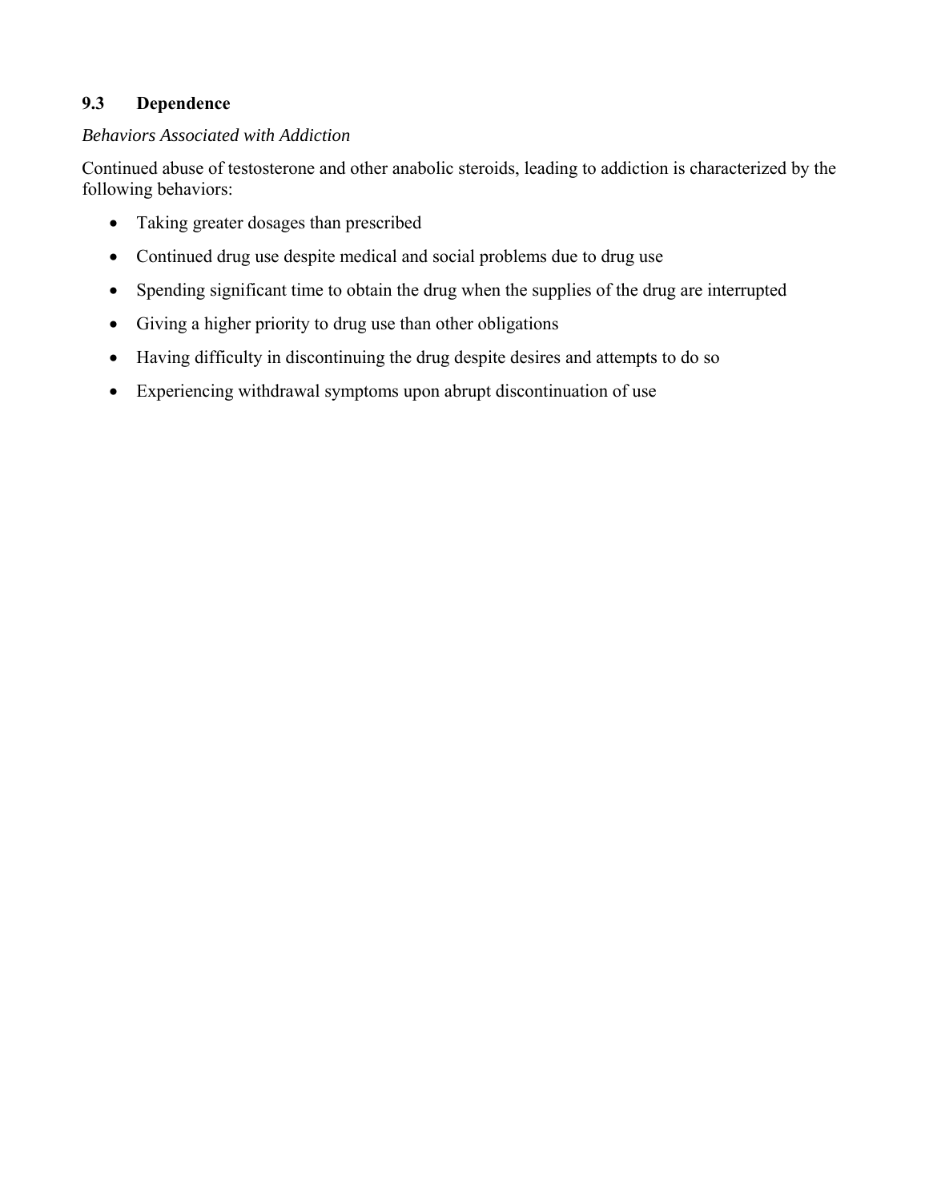## 9.3 Dependence

*Behaviors Associated with Addiction*

Continued abuse of testosterone and other anabolic steroids, leading to addiction is characterized by the following behaviors:

- Taking greater dosages than prescribed
- Continued drug use despite medical and social problems due to drug use
- Spending significant time to obtain the drug when the supplies of the drug are interrupted
- Giving a higher priority to drug use than other obligations
- Having difficulty in discontinuing the drug despite desires and attempts to do so
- Experiencing withdrawal symptoms upon abrupt discontinuation of use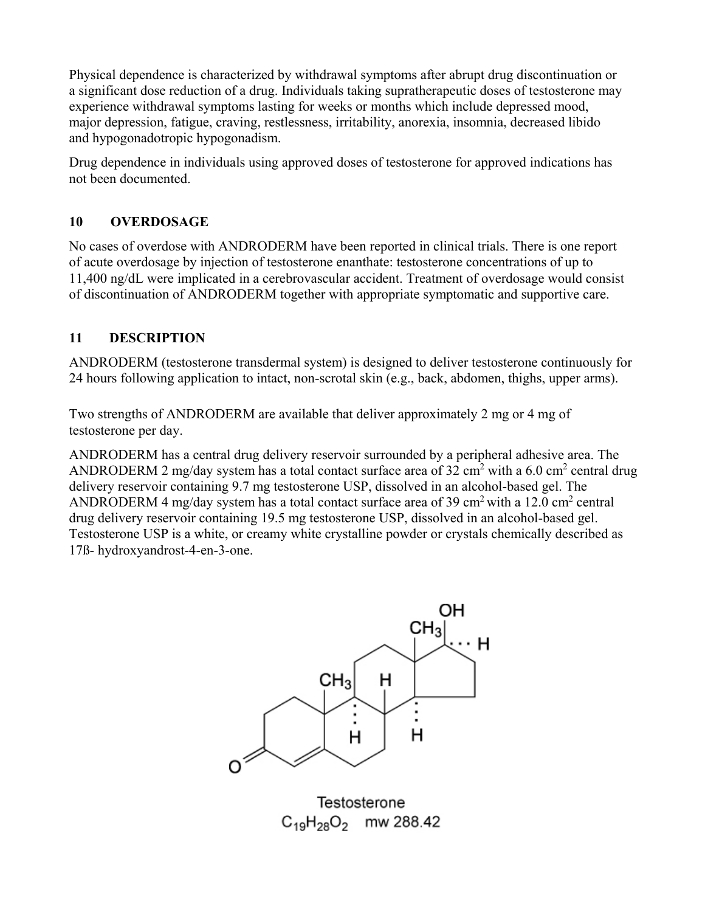Physical dependence is characterized by withdrawal symptoms after abrupt drug discontinuation or a significant dose reduction of a drug. Individuals taking supratherapeutic doses of testosterone may experience withdrawal symptoms lasting for weeks or months which include depressed mood, major depression, fatigue, craving, restlessness, irritability, anorexia, insomnia, decreased libido and hypogonadotropic hypogonadism.

Drug dependence in individuals using approved doses of testosterone for approved indications has not been documented.

## 10 OVERDOSAGE

No cases of overdose with ANDRODERM have been reported in clinical trials. There is one report of acute overdosage by injection of testosterone enanthate: testosterone concentrations of up to 11,400 ng/dL were implicated in a cerebrovascular accident. Treatment of overdosage would consist of discontinuation of ANDRODERM together with appropriate symptomatic and supportive care.

## 11 DESCRIPTION

ANDRODERM (testosterone transdermal system) is designed to deliver testosterone continuously for 24 hours following application to intact, non-scrotal skin (e.g., back, abdomen, thighs, upper arms).

Two strengths of ANDRODERM are available that deliver approximately 2 mg or 4 mg of testosterone per day.

ANDRODERM has a central drug delivery reservoir surrounded by a peripheral adhesive area. The ANDRODERM 2 mg/day system has a total contact surface area of 32 $cm^2$ with a 6.0 $cm^2$ central drug delivery reservoir containing 9.7 mg testosterone USP, dissolved in an alcohol-based gel. The ANDRODERM 4 mg/day system has a total contact surface area of 39 $cm^2$ with a 12.0 $cm^2$ central drug delivery reservoir containing 19.5 mg testosterone USP, dissolved in an alcohol-based gel. Testosterone USP is a white, or creamy white crystalline powder or crystals chemically described as 17ß- hydroxyandrost-4-en-3-one.

Testosterone
$C_{19}H_{28}O_2$ mw 288.42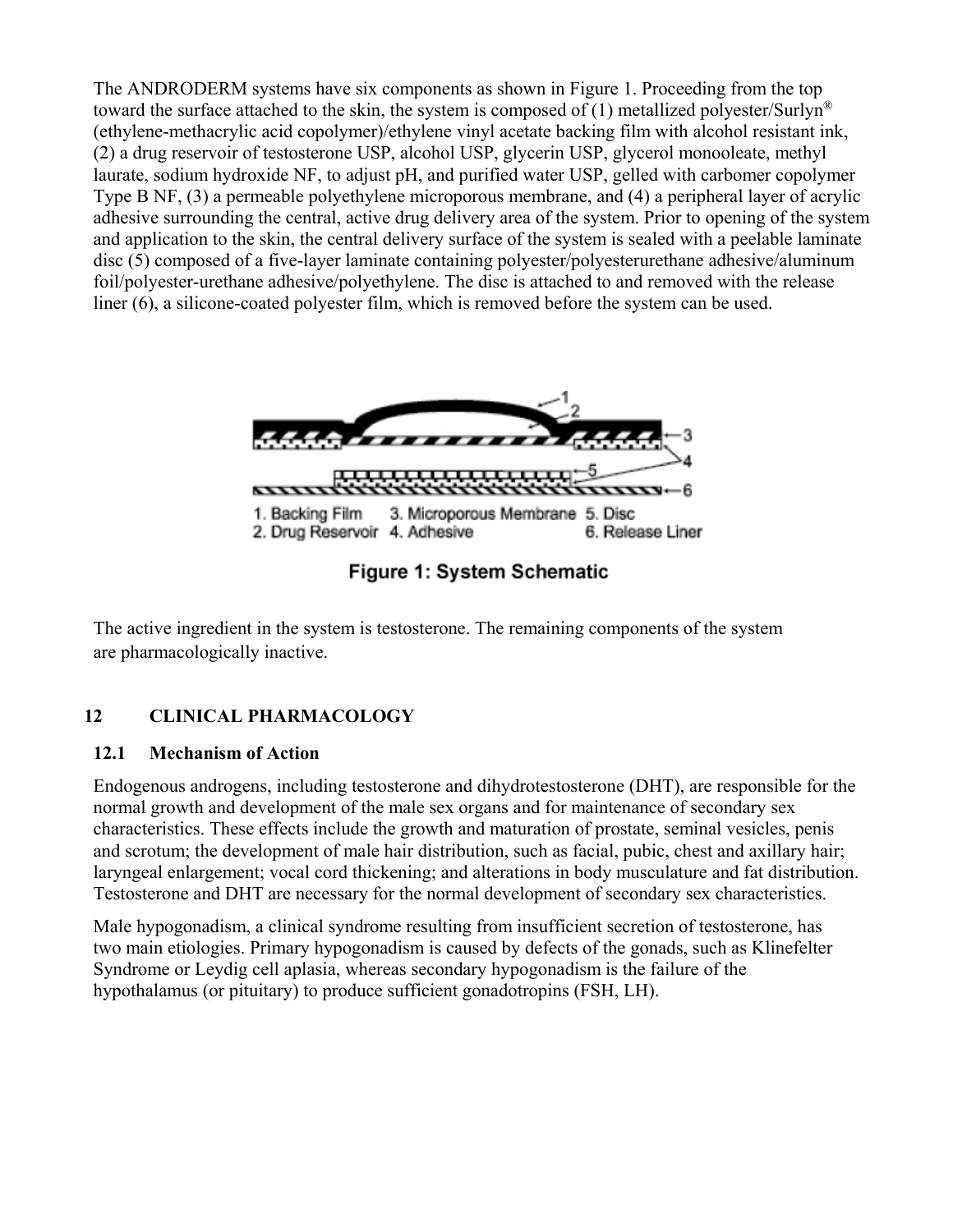The ANDRODERM systems have six components as shown in Figure 1. Proceeding from the top toward the surface attached to the skin, the system is composed of (1) metallized polyester/Surlyn® (ethylene-methacrylic acid copolymer)/ethylene vinyl acetate backing film with alcohol resistant ink, (2) a drug reservoir of testosterone USP, alcohol USP, glycerin USP, glycerol monooleate, methyl laurate, sodium hydroxide NF, to adjust pH, and purified water USP, gelled with carbomer copolymer Type B NF, (3) a permeable polyethylene microporous membrane, and (4) a peripheral layer of acrylic adhesive surrounding the central, active drug delivery area of the system. Prior to opening of the system and application to the skin, the central delivery surface of the system is sealed with a peelable laminate disc (5) composed of a five-layer laminate containing polyester/polyesterurethane adhesive/aluminum foil/polyester-urethane adhesive/polyethylene. The disc is attached to and removed with the release liner (6), a silicone-coated polyester film, which is removed before the system can be used.

1. Backing Film 2. Drug Reservoir 3. Microporous Membrane 4. Adhesive 5. Disc 6. Release Liner

**Figure 1: System Schematic**

The active ingredient in the system is testosterone. The remaining components of the system are pharmacologically inactive.

## 12 CLINICAL PHARMACOLOGY

### 12.1 Mechanism of Action

Endogenous androgens, including testosterone and dihydrotestosterone (DHT), are responsible for the normal growth and development of the male sex organs and for maintenance of secondary sex characteristics. These effects include the growth and maturation of prostate, seminal vesicles, penis and scrotum; the development of male hair distribution, such as facial, pubic, chest and axillary hair; laryngeal enlargement; vocal cord thickening; and alterations in body musculature and fat distribution. Testosterone and DHT are necessary for the normal development of secondary sex characteristics.

Male hypogonadism, a clinical syndrome resulting from insufficient secretion of testosterone, has two main etiologies. Primary hypogonadism is caused by defects of the gonads, such as Klinefelter Syndrome or Leydig cell aplasia, whereas secondary hypogonadism is the failure of the hypothalamus (or pituitary) to produce sufficient gonadotropins (FSH, LH).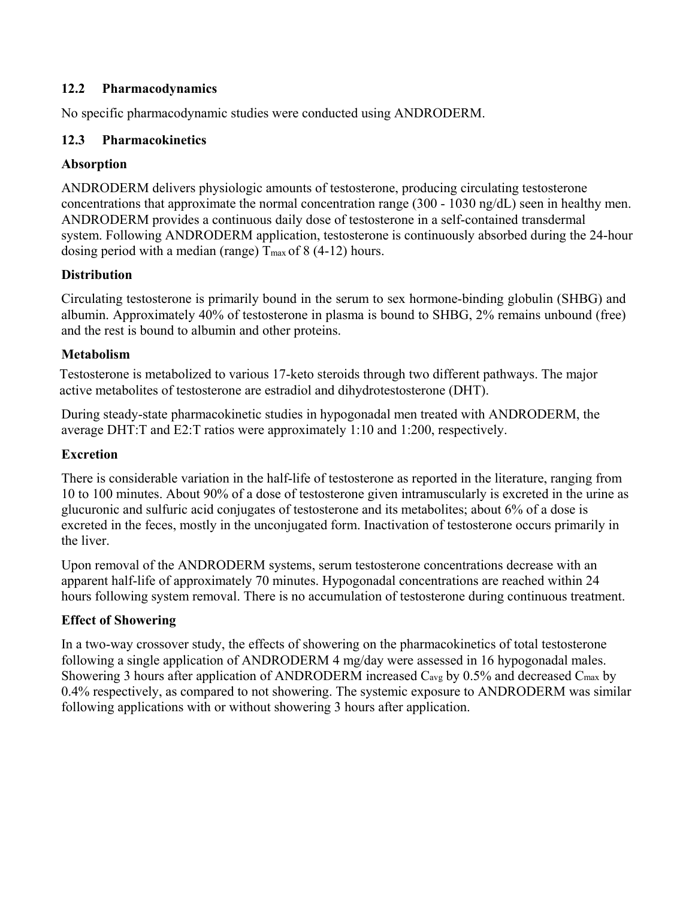### 12.2 Pharmacodynamics

No specific pharmacodynamic studies were conducted using ANDRODERM.

### 12.3 Pharmacokinetics

**Absorption**

ANDRODERM delivers physiologic amounts of testosterone, producing circulating testosterone concentrations that approximate the normal concentration range (300 - 1030 ng/dL) seen in healthy men. ANDRODERM provides a continuous daily dose of testosterone in a self-contained transdermal system. Following ANDRODERM application, testosterone is continuously absorbed during the 24-hour dosing period with a median (range) $T_{max}$ of 8 (4-12) hours.

**Distribution**

Circulating testosterone is primarily bound in the serum to sex hormone-binding globulin (SHBG) and albumin. Approximately 40% of testosterone in plasma is bound to SHBG, 2% remains unbound (free) and the rest is bound to albumin and other proteins.

**Metabolism**

Testosterone is metabolized to various 17-keto steroids through two different pathways. The major active metabolites of testosterone are estradiol and dihydrotestosterone (DHT).

During steady-state pharmacokinetic studies in hypogonadal men treated with ANDRODERM, the average DHT:T and E2:T ratios were approximately 1:10 and 1:200, respectively.

**Excretion**

There is considerable variation in the half-life of testosterone as reported in the literature, ranging from 10 to 100 minutes. About 90% of a dose of testosterone given intramuscularly is excreted in the urine as glucuronic and sulfuric acid conjugates of testosterone and its metabolites; about 6% of a dose is excreted in the feces, mostly in the unconjugated form. Inactivation of testosterone occurs primarily in the liver.

Upon removal of the ANDRODERM systems, serum testosterone concentrations decrease with an apparent half-life of approximately 70 minutes. Hypogonadal concentrations are reached within 24 hours following system removal. There is no accumulation of testosterone during continuous treatment.

**Effect of Showering**

In a two-way crossover study, the effects of showering on the pharmacokinetics of total testosterone following a single application of ANDRODERM 4 mg/day were assessed in 16 hypogonadal males. Showering 3 hours after application of ANDRODERM increased $C_{avg}$ by 0.5% and decreased $C_{max}$ by 0.4% respectively, as compared to not showering. The systemic exposure to ANDRODERM was similar following applications with or without showering 3 hours after application.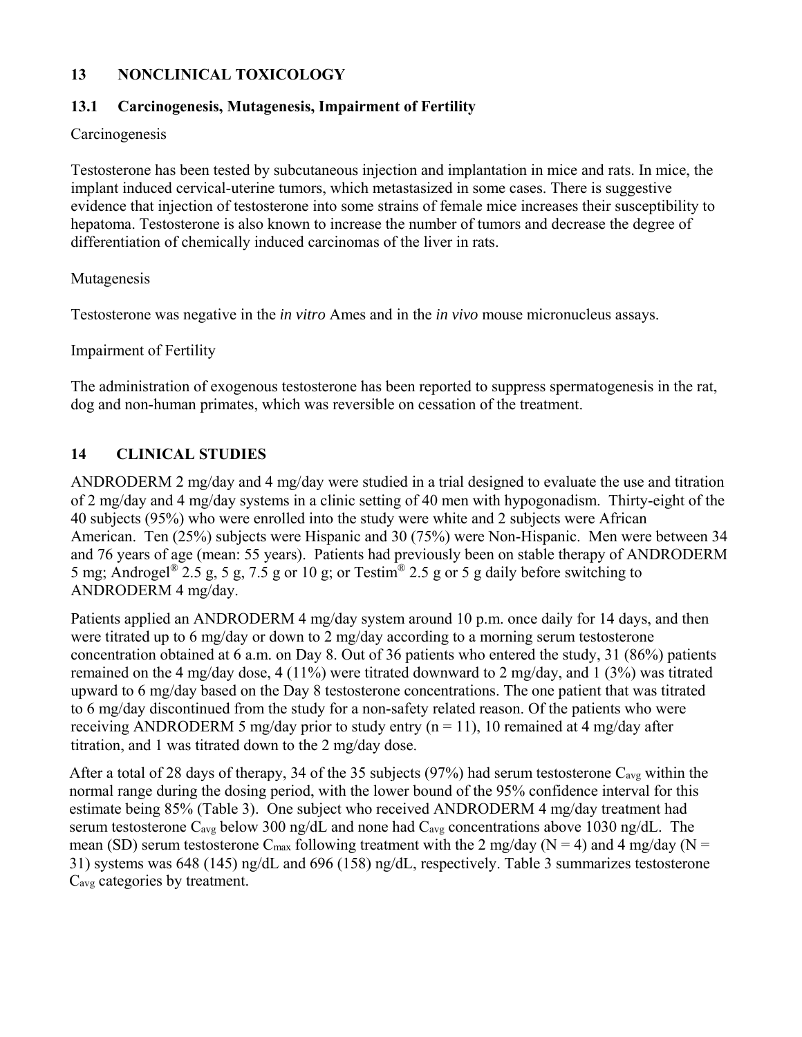## 13 NONCLINICAL TOXICOLOGY

### 13.1 Carcinogenesis, Mutagenesis, Impairment of Fertility

Carcinogenesis

Testosterone has been tested by subcutaneous injection and implantation in mice and rats. In mice, the implant induced cervical-uterine tumors, which metastasized in some cases. There is suggestive evidence that injection of testosterone into some strains of female mice increases their susceptibility to hepatoma. Testosterone is also known to increase the number of tumors and decrease the degree of differentiation of chemically induced carcinomas of the liver in rats.

Mutagenesis

Testosterone was negative in the *in vitro* Ames and in the *in vivo* mouse micronucleus assays.

Impairment of Fertility

The administration of exogenous testosterone has been reported to suppress spermatogenesis in the rat, dog and non-human primates, which was reversible on cessation of the treatment.

## 14 CLINICAL STUDIES

ANDRODERM 2 mg/day and 4 mg/day were studied in a trial designed to evaluate the use and titration of 2 mg/day and 4 mg/day systems in a clinic setting of 40 men with hypogonadism. Thirty-eight of the 40 subjects (95%) who were enrolled into the study were white and 2 subjects were African American. Ten (25%) subjects were Hispanic and 30 (75%) were Non-Hispanic. Men were between 34 and 76 years of age (mean: 55 years). Patients had previously been on stable therapy of ANDRODERM 5 mg; Androgel® 2.5 g, 5 g, 7.5 g or 10 g; or Testim® 2.5 g or 5 g daily before switching to ANDRODERM 4 mg/day.

Patients applied an ANDRODERM 4 mg/day system around 10 p.m. once daily for 14 days, and then were titrated up to 6 mg/day or down to 2 mg/day according to a morning serum testosterone concentration obtained at 6 a.m. on Day 8. Out of 36 patients who entered the study, 31 (86%) patients remained on the 4 mg/day dose, 4 (11%) were titrated downward to 2 mg/day, and 1 (3%) was titrated upward to 6 mg/day based on the Day 8 testosterone concentrations. The one patient that was titrated to 6 mg/day discontinued from the study for a non-safety related reason. Of the patients who were receiving ANDRODERM 5 mg/day prior to study entry (n = 11), 10 remained at 4 mg/day after titration, and 1 was titrated down to the 2 mg/day dose.

After a total of 28 days of therapy, 34 of the 35 subjects (97%) had serum testosterone $C_{avg}$ within the normal range during the dosing period, with the lower bound of the 95% confidence interval for this estimate being 85% (Table 3). One subject who received ANDRODERM 4 mg/day treatment had serum testosterone $C_{avg}$ below 300 ng/dL and none had $C_{avg}$ concentrations above 1030 ng/dL. The mean (SD) serum testosterone $C_{max}$ following treatment with the 2 mg/day (N = 4) and 4 mg/day (N = 31) systems was 648 (145) ng/dL and 696 (158) ng/dL, respectively. Table 3 summarizes testosterone $C_{avg}$ categories by treatment.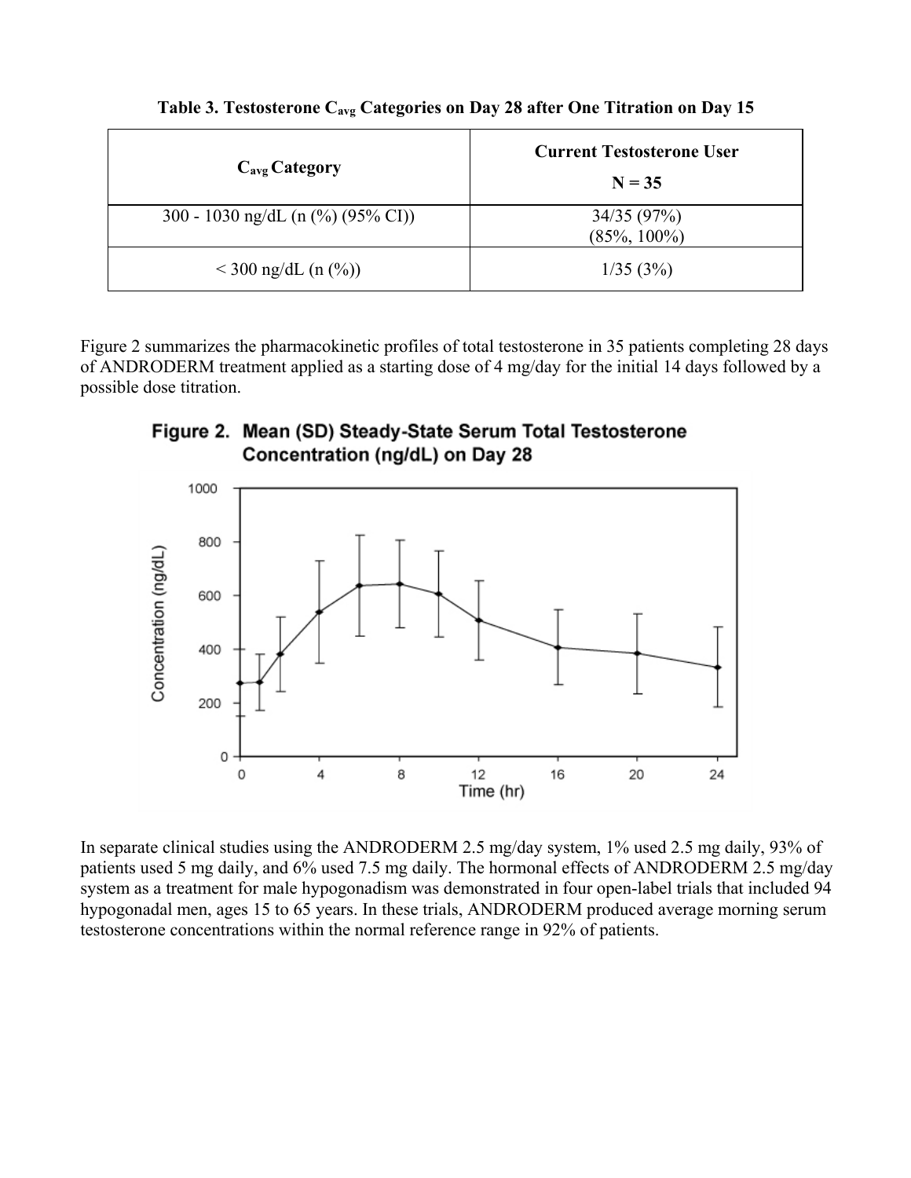**Table 3. Testosterone $C_{avg}$ Categories on Day 28 after One Titration on Day 15**

| $C_{avg}$ Category | Current Testosterone User N = 35 |
|---|---|
| 300 - 1030 ng/dL (n (%) (95% CI)) | 34/35 (97%) (85%, 100%) |
| < 300 ng/dL (n (%)) | 1/35 (3%) |

Figure 2 summarizes the pharmacokinetic profiles of total testosterone in 35 patients completing 28 days of ANDRODERM treatment applied as a starting dose of 4 mg/day for the initial 14 days followed by a possible dose titration.

**Figure 2. Mean (SD) Steady-State Serum Total Testosterone Concentration (ng/dL) on Day 28**

In separate clinical studies using the ANDRODERM 2.5 mg/day system, 1% used 2.5 mg daily, 93% of patients used 5 mg daily, and 6% used 7.5 mg daily. The hormonal effects of ANDRODERM 2.5 mg/day system as a treatment for male hypogonadism was demonstrated in four open-label trials that included 94 hypogonadal men, ages 15 to 65 years. In these trials, ANDRODERM produced average morning serum testosterone concentrations within the normal reference range in 92% of patients.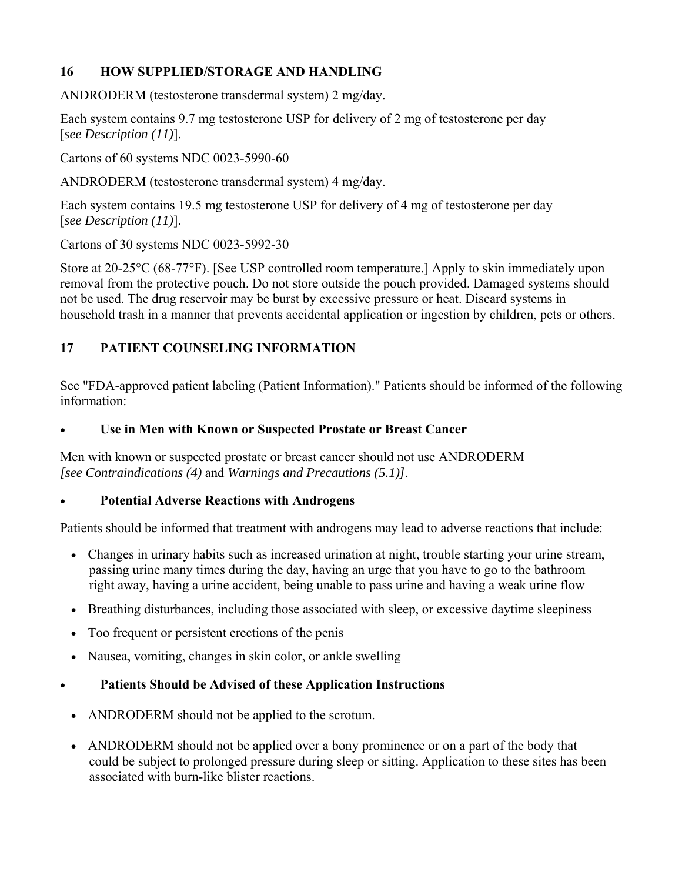## 16 HOW SUPPLIED/STORAGE AND HANDLING

ANDRODERM (testosterone transdermal system) 2 mg/day.

Each system contains 9.7 mg testosterone USP for delivery of 2 mg of testosterone per day [*see Description (11)*].

Cartons of 60 systems NDC 0023-5990-60

ANDRODERM (testosterone transdermal system) 4 mg/day.

Each system contains 19.5 mg testosterone USP for delivery of 4 mg of testosterone per day [*see Description (11)*].

Cartons of 30 systems NDC 0023-5992-30

Store at 20-25°C (68-77°F). [See USP controlled room temperature.] Apply to skin immediately upon removal from the protective pouch. Do not store outside the pouch provided. Damaged systems should not be used. The drug reservoir may be burst by excessive pressure or heat. Discard systems in household trash in a manner that prevents accidental application or ingestion by children, pets or others.

## 17 PATIENT COUNSELING INFORMATION

See "FDA-approved patient labeling (Patient Information)." Patients should be informed of the following information:

- **Use in Men with Known or Suspected Prostate or Breast Cancer**

Men with known or suspected prostate or breast cancer should not use ANDRODERM *[see Contraindications (4)* and *Warnings and Precautions (5.1)]*.

- **Potential Adverse Reactions with Androgens**

Patients should be informed that treatment with androgens may lead to adverse reactions that include:

- Changes in urinary habits such as increased urination at night, trouble starting your urine stream, passing urine many times during the day, having an urge that you have to go to the bathroom right away, having a urine accident, being unable to pass urine and having a weak urine flow
- Breathing disturbances, including those associated with sleep, or excessive daytime sleepiness
- Too frequent or persistent erections of the penis
- Nausea, vomiting, changes in skin color, or ankle swelling

- **Patients Should be Advised of these Application Instructions**

  - ANDRODERM should not be applied to the scrotum.
  - ANDRODERM should not be applied over a bony prominence or on a part of the body that could be subject to prolonged pressure during sleep or sitting. Application to these sites has been associated with burn-like blister reactions.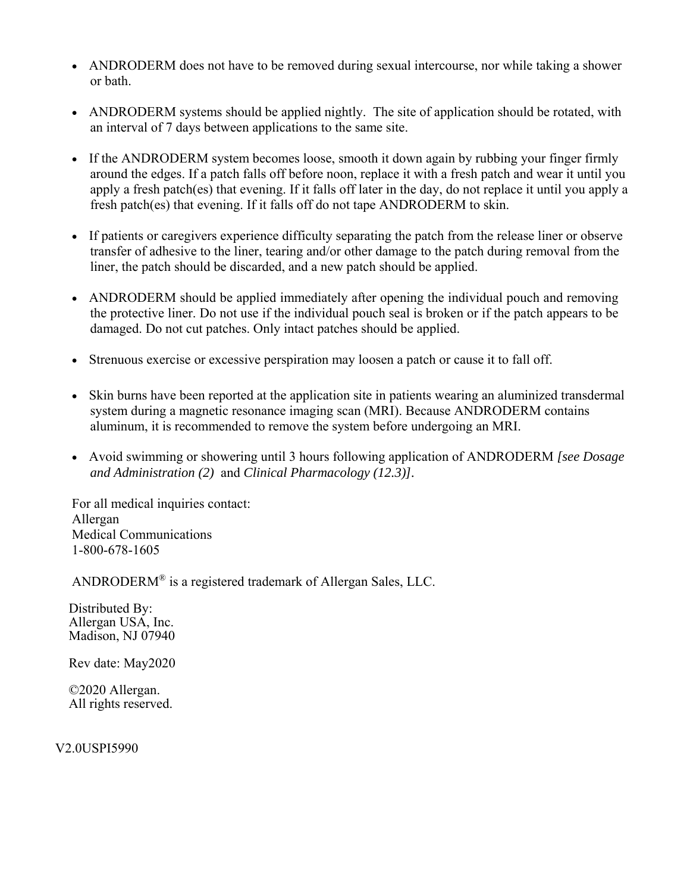- ANDRODERM does not have to be removed during sexual intercourse, nor while taking a shower or bath.

- ANDRODERM systems should be applied nightly. The site of application should be rotated, with an interval of 7 days between applications to the same site.

- If the ANDRODERM system becomes loose, smooth it down again by rubbing your finger firmly around the edges. If a patch falls off before noon, replace it with a fresh patch and wear it until you apply a fresh patch(es) that evening. If it falls off later in the day, do not replace it until you apply a fresh patch(es) that evening. If it falls off do not tape ANDRODERM to skin.

- If patients or caregivers experience difficulty separating the patch from the release liner or observe transfer of adhesive to the liner, tearing and/or other damage to the patch during removal from the liner, the patch should be discarded, and a new patch should be applied.

- ANDRODERM should be applied immediately after opening the individual pouch and removing the protective liner. Do not use if the individual pouch seal is broken or if the patch appears to be damaged. Do not cut patches. Only intact patches should be applied.

- Strenuous exercise or excessive perspiration may loosen a patch or cause it to fall off.

- Skin burns have been reported at the application site in patients wearing an aluminized transdermal system during a magnetic resonance imaging scan (MRI). Because ANDRODERM contains aluminum, it is recommended to remove the system before undergoing an MRI.

- Avoid swimming or showering until 3 hours following application of ANDRODERM *[see Dosage and Administration (2)* and *Clinical Pharmacology (12.3)]*.

For all medical inquiries contact:
Allergan
Medical Communications
1-800-678-1605

ANDRODERM® is a registered trademark of Allergan Sales, LLC.

Distributed By:
Allergan USA, Inc.
Madison, NJ 07940

Rev date: May2020

©2020 Allergan.
All rights reserved.

V2.0USPI5990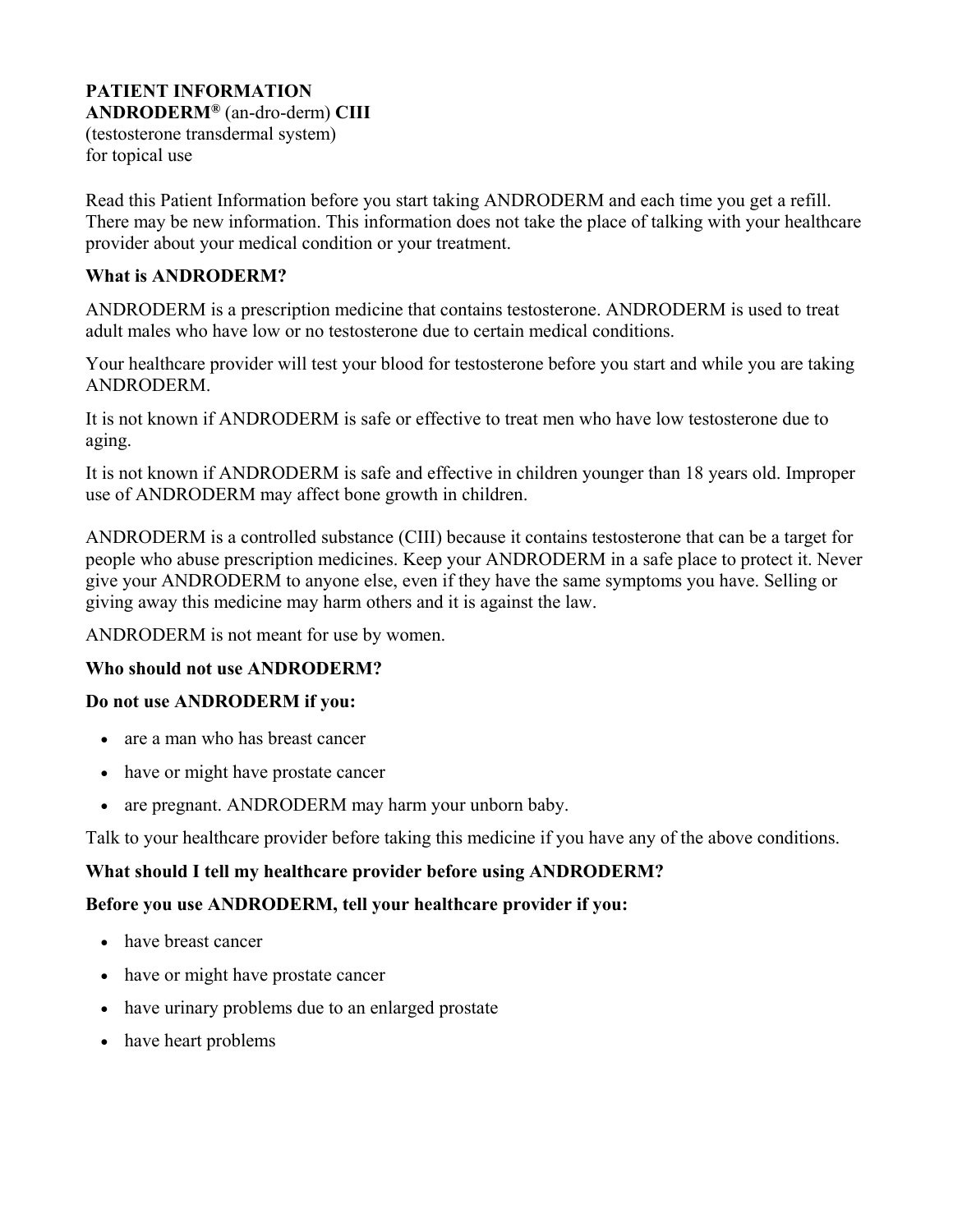**PATIENT INFORMATION**
**ANDRODERM®** (an-dro-derm) **CIII**
(testosterone transdermal system)
for topical use

Read this Patient Information before you start taking ANDRODERM and each time you get a refill. There may be new information. This information does not take the place of talking with your healthcare provider about your medical condition or your treatment.

**What is ANDRODERM?**

ANDRODERM is a prescription medicine that contains testosterone. ANDRODERM is used to treat adult males who have low or no testosterone due to certain medical conditions.

Your healthcare provider will test your blood for testosterone before you start and while you are taking ANDRODERM.

It is not known if ANDRODERM is safe or effective to treat men who have low testosterone due to aging.

It is not known if ANDRODERM is safe and effective in children younger than 18 years old. Improper use of ANDRODERM may affect bone growth in children.

ANDRODERM is a controlled substance (CIII) because it contains testosterone that can be a target for people who abuse prescription medicines. Keep your ANDRODERM in a safe place to protect it. Never give your ANDRODERM to anyone else, even if they have the same symptoms you have. Selling or giving away this medicine may harm others and it is against the law.

ANDRODERM is not meant for use by women.

**Who should not use ANDRODERM?**

**Do not use ANDRODERM if you:**

- are a man who has breast cancer
- have or might have prostate cancer
- are pregnant. ANDRODERM may harm your unborn baby.

Talk to your healthcare provider before taking this medicine if you have any of the above conditions.

**What should I tell my healthcare provider before using ANDRODERM?**

**Before you use ANDRODERM, tell your healthcare provider if you:**

- have breast cancer
- have or might have prostate cancer
- have urinary problems due to an enlarged prostate
- have heart problems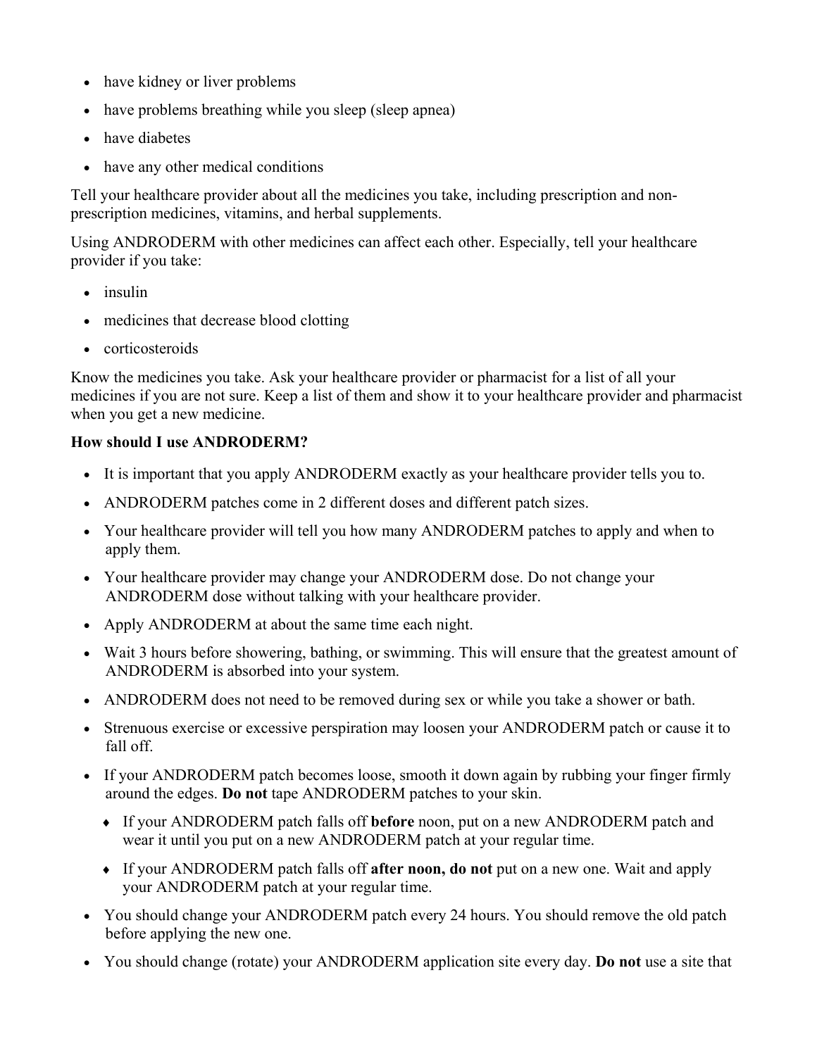- have kidney or liver problems
- have problems breathing while you sleep (sleep apnea)
- have diabetes
- have any other medical conditions

Tell your healthcare provider about all the medicines you take, including prescription and non-prescription medicines, vitamins, and herbal supplements.

Using ANDRODERM with other medicines can affect each other. Especially, tell your healthcare provider if you take:

- insulin
- medicines that decrease blood clotting
- corticosteroids

Know the medicines you take. Ask your healthcare provider or pharmacist for a list of all your medicines if you are not sure. Keep a list of them and show it to your healthcare provider and pharmacist when you get a new medicine.

**How should I use ANDRODERM?**

- It is important that you apply ANDRODERM exactly as your healthcare provider tells you to.
- ANDRODERM patches come in 2 different doses and different patch sizes.
- Your healthcare provider will tell you how many ANDRODERM patches to apply and when to apply them.
- Your healthcare provider may change your ANDRODERM dose. Do not change your ANDRODERM dose without talking with your healthcare provider.
- Apply ANDRODERM at about the same time each night.
- Wait 3 hours before showering, bathing, or swimming. This will ensure that the greatest amount of ANDRODERM is absorbed into your system.
- ANDRODERM does not need to be removed during sex or while you take a shower or bath.
- Strenuous exercise or excessive perspiration may loosen your ANDRODERM patch or cause it to fall off.
- If your ANDRODERM patch becomes loose, smooth it down again by rubbing your finger firmly around the edges. **Do not** tape ANDRODERM patches to your skin.
  - If your ANDRODERM patch falls off **before** noon, put on a new ANDRODERM patch and wear it until you put on a new ANDRODERM patch at your regular time.
  - If your ANDRODERM patch falls off **after noon, do not** put on a new one. Wait and apply your ANDRODERM patch at your regular time.
- You should change your ANDRODERM patch every 24 hours. You should remove the old patch before applying the new one.
- You should change (rotate) your ANDRODERM application site every day. **Do not** use a site that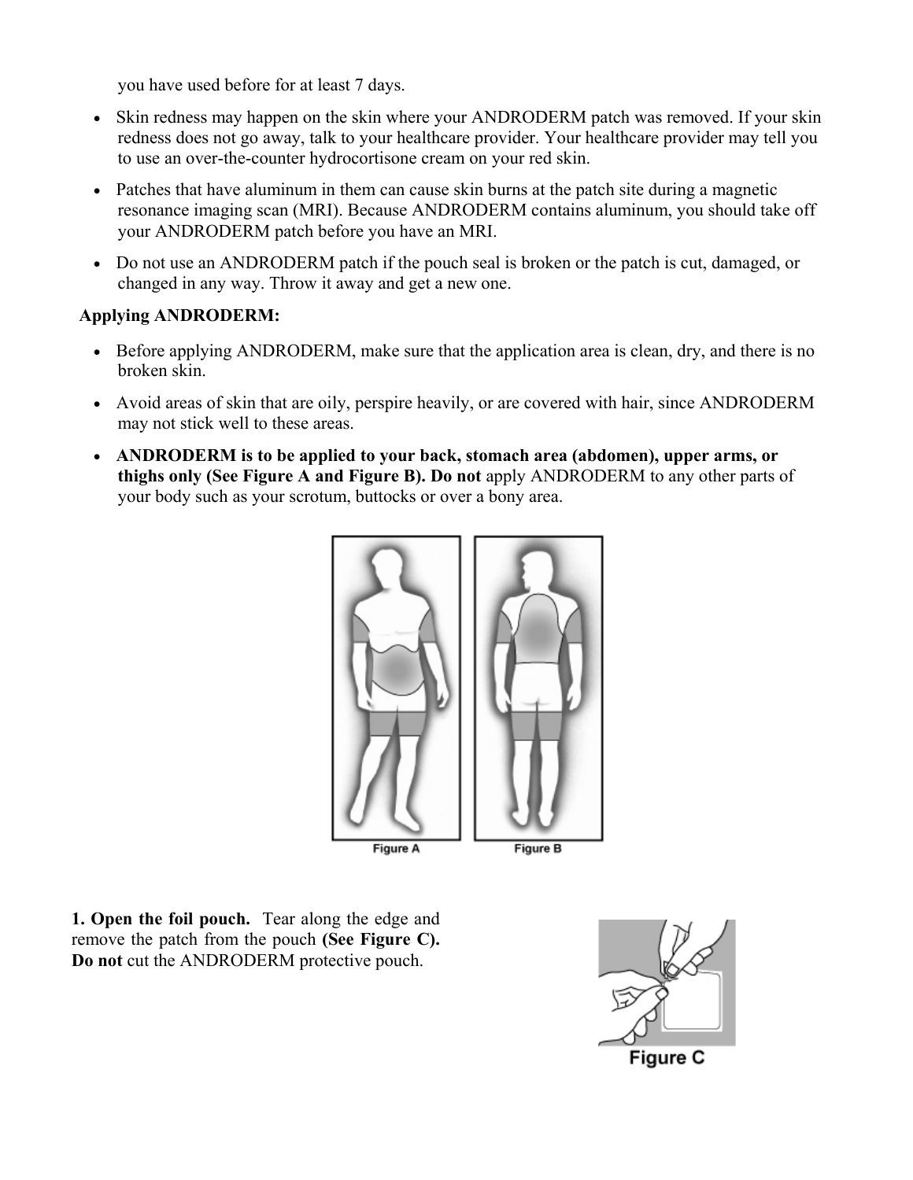you have used before for at least 7 days.

- Skin redness may happen on the skin where your ANDRODERM patch was removed. If your skin redness does not go away, talk to your healthcare provider. Your healthcare provider may tell you to use an over-the-counter hydrocortisone cream on your red skin.
- Patches that have aluminum in them can cause skin burns at the patch site during a magnetic resonance imaging scan (MRI). Because ANDRODERM contains aluminum, you should take off your ANDRODERM patch before you have an MRI.
- Do not use an ANDRODERM patch if the pouch seal is broken or the patch is cut, damaged, or changed in any way. Throw it away and get a new one.

**Applying ANDRODERM:**

- Before applying ANDRODERM, make sure that the application area is clean, dry, and there is no broken skin.
- Avoid areas of skin that are oily, perspire heavily, or are covered with hair, since ANDRODERM may not stick well to these areas.
- **ANDRODERM is to be applied to your back, stomach area (abdomen), upper arms, or thighs only (See Figure A and Figure B). Do not** apply ANDRODERM to any other parts of your body such as your scrotum, buttocks or over a bony area.

Figure A Figure B

**1. Open the foil pouch.** Tear along the edge and remove the patch from the pouch **(See Figure C). Do not** cut the ANDRODERM protective pouch.

Figure C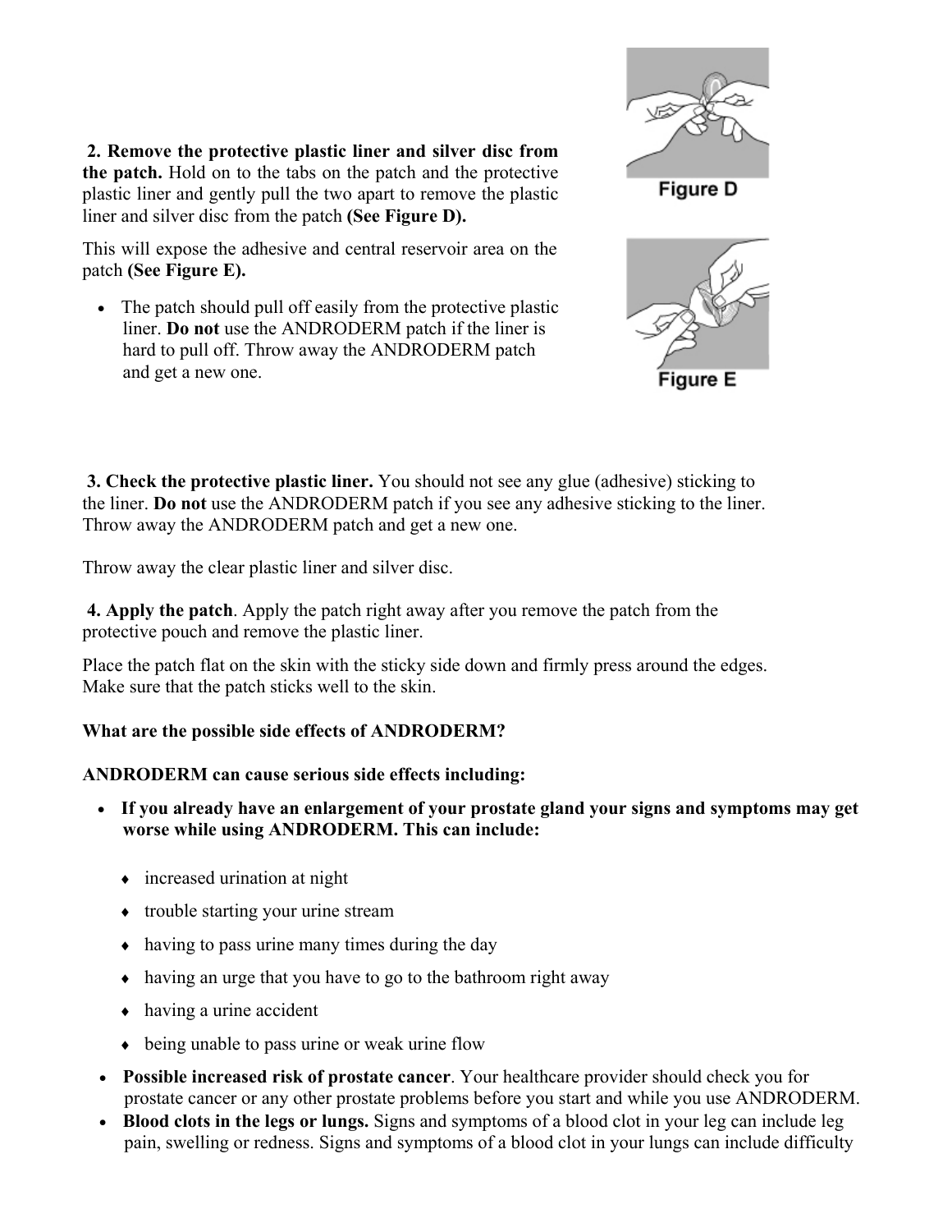**2. Remove the protective plastic liner and silver disc from the patch.** Hold on to the tabs on the patch and the protective plastic liner and gently pull the two apart to remove the plastic liner and silver disc from the patch **(See Figure D).**

Figure D

This will expose the adhesive and central reservoir area on the patch **(See Figure E).**

- The patch should pull off easily from the protective plastic liner. **Do not** use the ANDRODERM patch if the liner is hard to pull off. Throw away the ANDRODERM patch and get a new one.

Figure E

**3. Check the protective plastic liner.** You should not see any glue (adhesive) sticking to the liner. **Do not** use the ANDRODERM patch if you see any adhesive sticking to the liner. Throw away the ANDRODERM patch and get a new one.

Throw away the clear plastic liner and silver disc.

**4. Apply the patch**. Apply the patch right away after you remove the patch from the protective pouch and remove the plastic liner.

Place the patch flat on the skin with the sticky side down and firmly press around the edges. Make sure that the patch sticks well to the skin.

**What are the possible side effects of ANDRODERM?**

**ANDRODERM can cause serious side effects including:**

- **If you already have an enlargement of your prostate gland your signs and symptoms may get worse while using ANDRODERM. This can include:**
    - increased urination at night
    - trouble starting your urine stream
    - having to pass urine many times during the day
    - having an urge that you have to go to the bathroom right away
    - having a urine accident
    - being unable to pass urine or weak urine flow
- **Possible increased risk of prostate cancer**. Your healthcare provider should check you for prostate cancer or any other prostate problems before you start and while you use ANDRODERM.
- **Blood clots in the legs or lungs.** Signs and symptoms of a blood clot in your leg can include leg pain, swelling or redness. Signs and symptoms of a blood clot in your lungs can include difficulty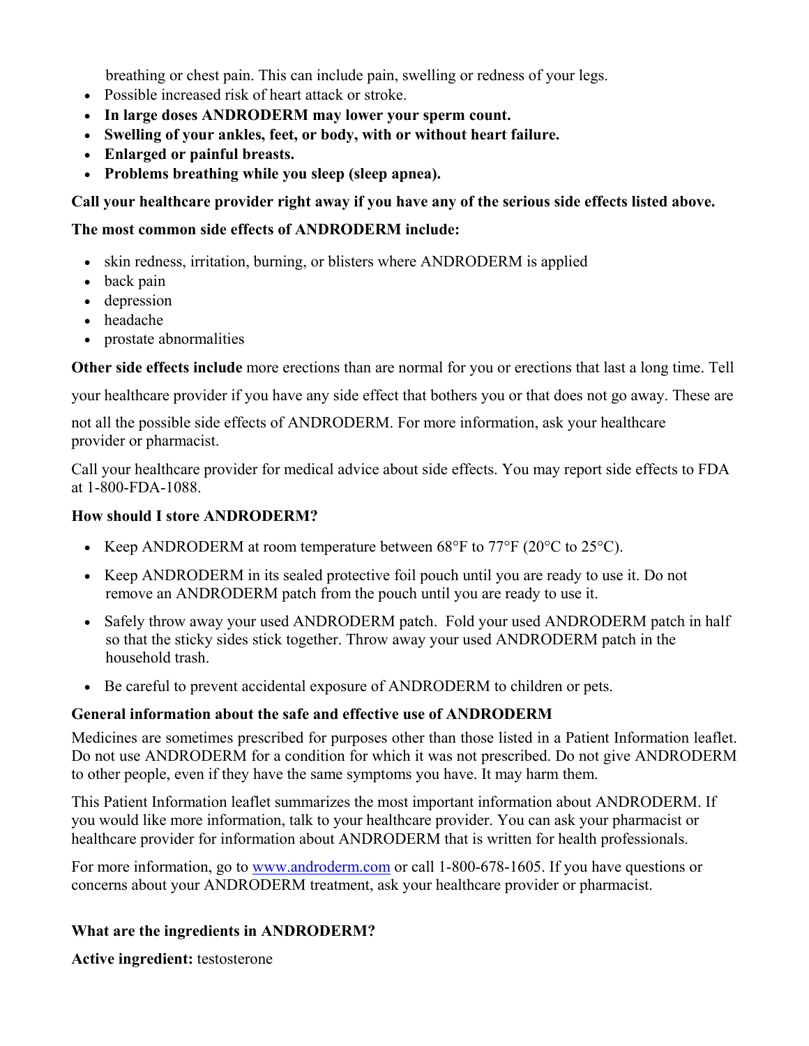breathing or chest pain. This can include pain, swelling or redness of your legs.

- Possible increased risk of heart attack or stroke.
- **In large doses ANDRODERM may lower your sperm count.**
- **Swelling of your ankles, feet, or body, with or without heart failure.**
- **Enlarged or painful breasts.**
- **Problems breathing while you sleep (sleep apnea).**

**Call your healthcare provider right away if you have any of the serious side effects listed above.**

**The most common side effects of ANDRODERM include:**

- skin redness, irritation, burning, or blisters where ANDRODERM is applied
- back pain
- depression
- headache
- prostate abnormalities

**Other side effects include** more erections than are normal for you or erections that last a long time. Tell your healthcare provider if you have any side effect that bothers you or that does not go away. These are not all the possible side effects of ANDRODERM. For more information, ask your healthcare provider or pharmacist.

Call your healthcare provider for medical advice about side effects. You may report side effects to FDA at 1-800-FDA-1088.

**How should I store ANDRODERM?**

- Keep ANDRODERM at room temperature between 68°F to 77°F (20°C to 25°C).
- Keep ANDRODERM in its sealed protective foil pouch until you are ready to use it. Do not remove an ANDRODERM patch from the pouch until you are ready to use it.
- Safely throw away your used ANDRODERM patch. Fold your used ANDRODERM patch in half so that the sticky sides stick together. Throw away your used ANDRODERM patch in the household trash.
- Be careful to prevent accidental exposure of ANDRODERM to children or pets.

**General information about the safe and effective use of ANDRODERM**

Medicines are sometimes prescribed for purposes other than those listed in a Patient Information leaflet. Do not use ANDRODERM for a condition for which it was not prescribed. Do not give ANDRODERM to other people, even if they have the same symptoms you have. It may harm them.

This Patient Information leaflet summarizes the most important information about ANDRODERM. If you would like more information, talk to your healthcare provider. You can ask your pharmacist or healthcare provider for information about ANDRODERM that is written for health professionals.

For more information, go to [www.androderm.com](http://www.androderm.com) or call 1-800-678-1605. If you have questions or concerns about your ANDRODERM treatment, ask your healthcare provider or pharmacist.

**What are the ingredients in ANDRODERM?**

**Active ingredient:** testosterone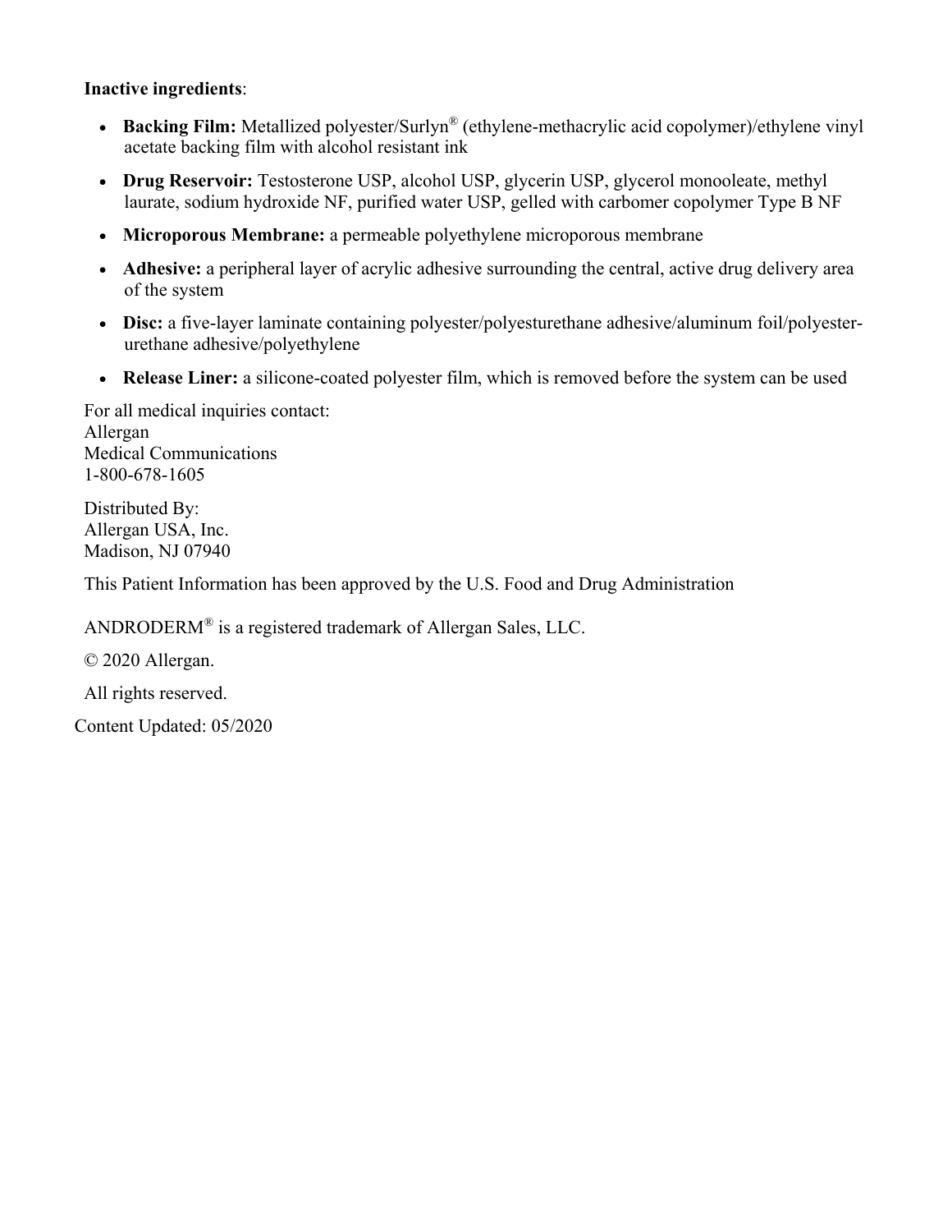**Inactive ingredients**:

- **Backing Film:** Metallized polyester/Surlyn® (ethylene-methacrylic acid copolymer)/ethylene vinyl acetate backing film with alcohol resistant ink
- **Drug Reservoir:** Testosterone USP, alcohol USP, glycerin USP, glycerol monooleate, methyl laurate, sodium hydroxide NF, purified water USP, gelled with carbomer copolymer Type B NF
- **Microporous Membrane:** a permeable polyethylene microporous membrane
- **Adhesive:** a peripheral layer of acrylic adhesive surrounding the central, active drug delivery area of the system
- **Disc:** a five-layer laminate containing polyester/polyesturethane adhesive/aluminum foil/polyester-urethane adhesive/polyethylene
- **Release Liner:** a silicone-coated polyester film, which is removed before the system can be used

For all medical inquiries contact:
Allergan
Medical Communications
1-800-678-1605

Distributed By:
Allergan USA, Inc.
Madison, NJ 07940

This Patient Information has been approved by the U.S. Food and Drug Administration

ANDRODERM® is a registered trademark of Allergan Sales, LLC.

© 2020 Allergan.

All rights reserved.

Content Updated: 05/2020